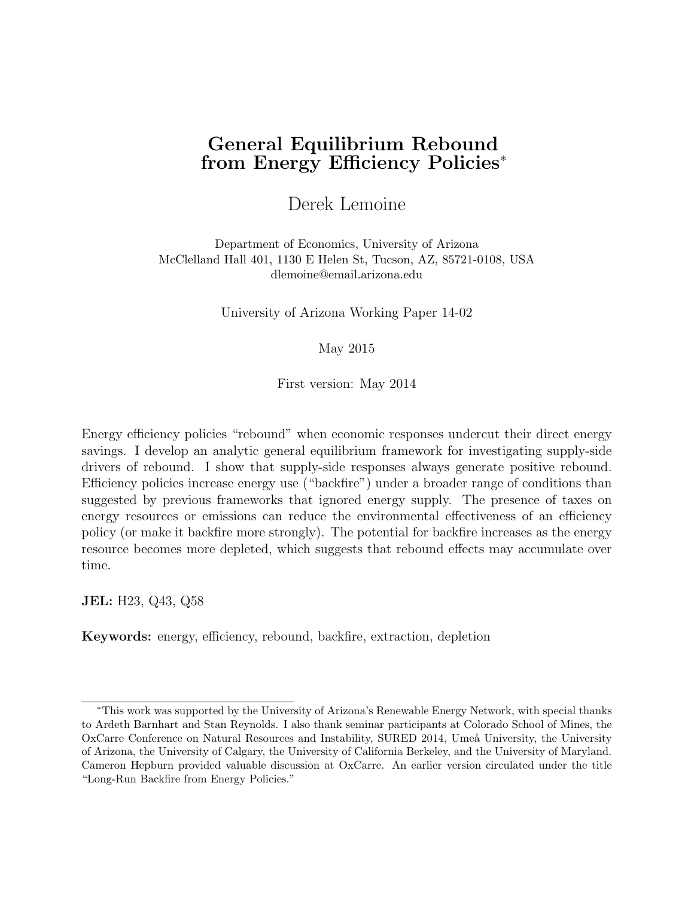# General Equilibrium Rebound from Energy Efficiency Policies[*]

Derek Lemoine

Department of Economics, University of Arizona
McClelland Hall 401, 1130 E Helen St, Tucson, AZ, 85721-0108, USA
dlemoine@email.arizona.edu

University of Arizona Working Paper 14-02

May 2015

First version: May 2014

Energy efficiency policies "rebound" when economic responses undercut their direct energy savings. I develop an analytic general equilibrium framework for investigating supply-side drivers of rebound. I show that supply-side responses always generate positive rebound. Efficiency policies increase energy use ("backfire") under a broader range of conditions than suggested by previous frameworks that ignored energy supply. The presence of taxes on energy resources or emissions can reduce the environmental effectiveness of an efficiency policy (or make it backfire more strongly). The potential for backfire increases as the energy resource becomes more depleted, which suggests that rebound effects may accumulate over time.

**JEL:** H23, Q43, Q58

**Keywords:** energy, efficiency, rebound, backfire, extraction, depletion

---

[*]This work was supported by the University of Arizona's Renewable Energy Network, with special thanks to Ardeth Barnhart and Stan Reynolds. I also thank seminar participants at Colorado School of Mines, the OxCarre Conference on Natural Resources and Instability, SURED 2014, Umeå University, the University of Arizona, the University of Calgary, the University of California Berkeley, and the University of Maryland. Cameron Hepburn provided valuable discussion at OxCarre. An earlier version circulated under the title "Long-Run Backfire from Energy Policies."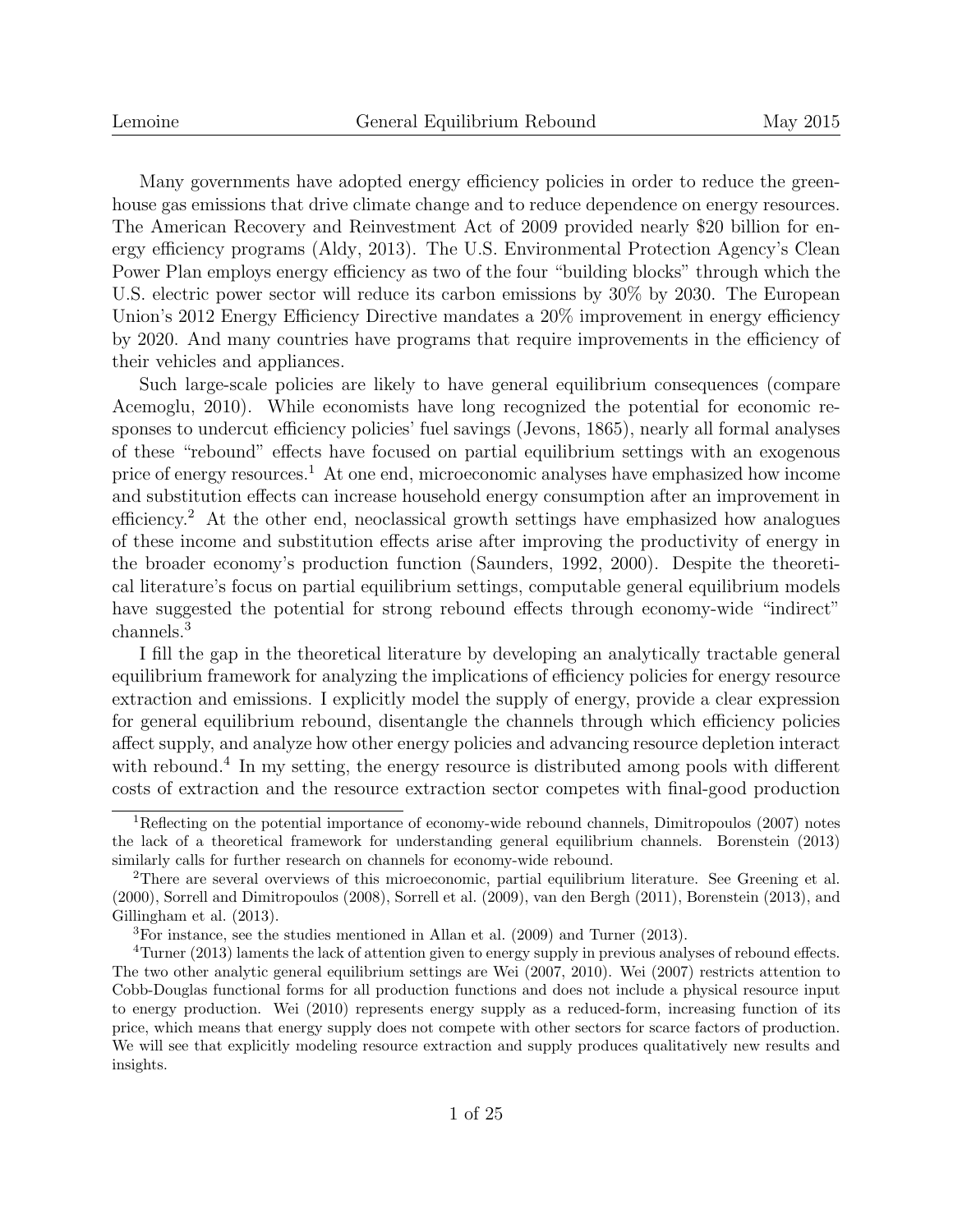Many governments have adopted energy efficiency policies in order to reduce the greenhouse gas emissions that drive climate change and to reduce dependence on energy resources. The American Recovery and Reinvestment Act of 2009 provided nearly $20 billion for energy efficiency programs (Aldy, 2013). The U.S. Environmental Protection Agency's Clean Power Plan employs energy efficiency as two of the four "building blocks" through which the U.S. electric power sector will reduce its carbon emissions by 30% by 2030. The European Union's 2012 Energy Efficiency Directive mandates a 20% improvement in energy efficiency by 2020. And many countries have programs that require improvements in the efficiency of their vehicles and appliances.

Such large-scale policies are likely to have general equilibrium consequences (compare Acemoglu, 2010). While economists have long recognized the potential for economic responses to undercut efficiency policies' fuel savings (Jevons, 1865), nearly all formal analyses of these "rebound" effects have focused on partial equilibrium settings with an exogenous price of energy resources.[1] At one end, microeconomic analyses have emphasized how income and substitution effects can increase household energy consumption after an improvement in efficiency.[2] At the other end, neoclassical growth settings have emphasized how analogues of these income and substitution effects arise after improving the productivity of energy in the broader economy's production function (Saunders, 1992, 2000). Despite the theoretical literature's focus on partial equilibrium settings, computable general equilibrium models have suggested the potential for strong rebound effects through economy-wide "indirect" channels.[3]

I fill the gap in the theoretical literature by developing an analytically tractable general equilibrium framework for analyzing the implications of efficiency policies for energy resource extraction and emissions. I explicitly model the supply of energy, provide a clear expression for general equilibrium rebound, disentangle the channels through which efficiency policies affect supply, and analyze how other energy policies and advancing resource depletion interact with rebound.[4] In my setting, the energy resource is distributed among pools with different costs of extraction and the resource extraction sector competes with final-good production

[1] Reflecting on the potential importance of economy-wide rebound channels, Dimitropoulos (2007) notes the lack of a theoretical framework for understanding general equilibrium channels. Borenstein (2013) similarly calls for further research on channels for economy-wide rebound.

[2] There are several overviews of this microeconomic, partial equilibrium literature. See Greening et al. (2000), Sorrell and Dimitropoulos (2008), Sorrell et al. (2009), van den Bergh (2011), Borenstein (2013), and Gillingham et al. (2013).

[3] For instance, see the studies mentioned in Allan et al. (2009) and Turner (2013).

[4] Turner (2013) laments the lack of attention given to energy supply in previous analyses of rebound effects. The two other analytic general equilibrium settings are Wei (2007, 2010). Wei (2007) restricts attention to Cobb-Douglas functional forms for all production functions and does not include a physical resource input to energy production. Wei (2010) represents energy supply as a reduced-form, increasing function of its price, which means that energy supply does not compete with other sectors for scarce factors of production. We will see that explicitly modeling resource extraction and supply produces qualitatively new results and insights.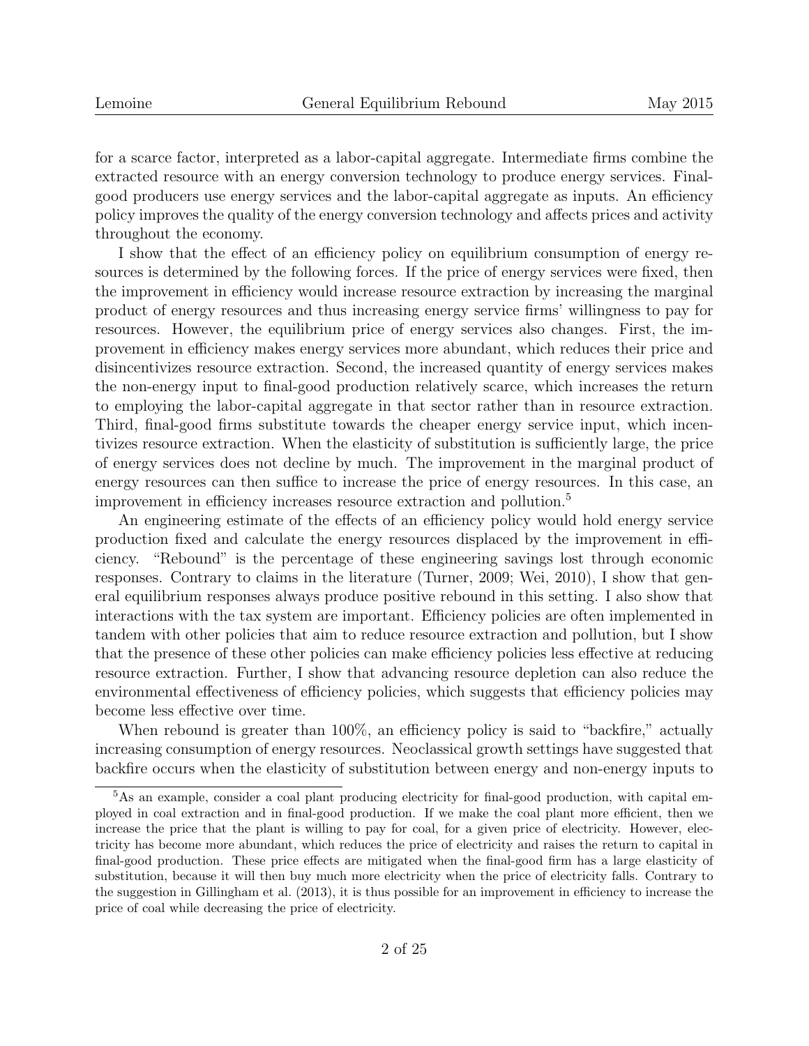for a scarce factor, interpreted as a labor-capital aggregate. Intermediate firms combine the extracted resource with an energy conversion technology to produce energy services. Final-good producers use energy services and the labor-capital aggregate as inputs. An efficiency policy improves the quality of the energy conversion technology and affects prices and activity throughout the economy.

I show that the effect of an efficiency policy on equilibrium consumption of energy resources is determined by the following forces. If the price of energy services were fixed, then the improvement in efficiency would increase resource extraction by increasing the marginal product of energy resources and thus increasing energy service firms' willingness to pay for resources. However, the equilibrium price of energy services also changes. First, the improvement in efficiency makes energy services more abundant, which reduces their price and disincentivizes resource extraction. Second, the increased quantity of energy services makes the non-energy input to final-good production relatively scarce, which increases the return to employing the labor-capital aggregate in that sector rather than in resource extraction. Third, final-good firms substitute towards the cheaper energy service input, which incentivizes resource extraction. When the elasticity of substitution is sufficiently large, the price of energy services does not decline by much. The improvement in the marginal product of energy resources can then suffice to increase the price of energy resources. In this case, an improvement in efficiency increases resource extraction and pollution.[5]

An engineering estimate of the effects of an efficiency policy would hold energy service production fixed and calculate the energy resources displaced by the improvement in efficiency. "Rebound" is the percentage of these engineering savings lost through economic responses. Contrary to claims in the literature (Turner, 2009; Wei, 2010), I show that general equilibrium responses always produce positive rebound in this setting. I also show that interactions with the tax system are important. Efficiency policies are often implemented in tandem with other policies that aim to reduce resource extraction and pollution, but I show that the presence of these other policies can make efficiency policies less effective at reducing resource extraction. Further, I show that advancing resource depletion can also reduce the environmental effectiveness of efficiency policies, which suggests that efficiency policies may become less effective over time.

When rebound is greater than 100%, an efficiency policy is said to "backfire," actually increasing consumption of energy resources. Neoclassical growth settings have suggested that backfire occurs when the elasticity of substitution between energy and non-energy inputs to

[5] As an example, consider a coal plant producing electricity for final-good production, with capital employed in coal extraction and in final-good production. If we make the coal plant more efficient, then we increase the price that the plant is willing to pay for coal, for a given price of electricity. However, electricity has become more abundant, which reduces the price of electricity and raises the return to capital in final-good production. These price effects are mitigated when the final-good firm has a large elasticity of substitution, because it will then buy much more electricity when the price of electricity falls. Contrary to the suggestion in Gillingham et al. (2013), it is thus possible for an improvement in efficiency to increase the price of coal while decreasing the price of electricity.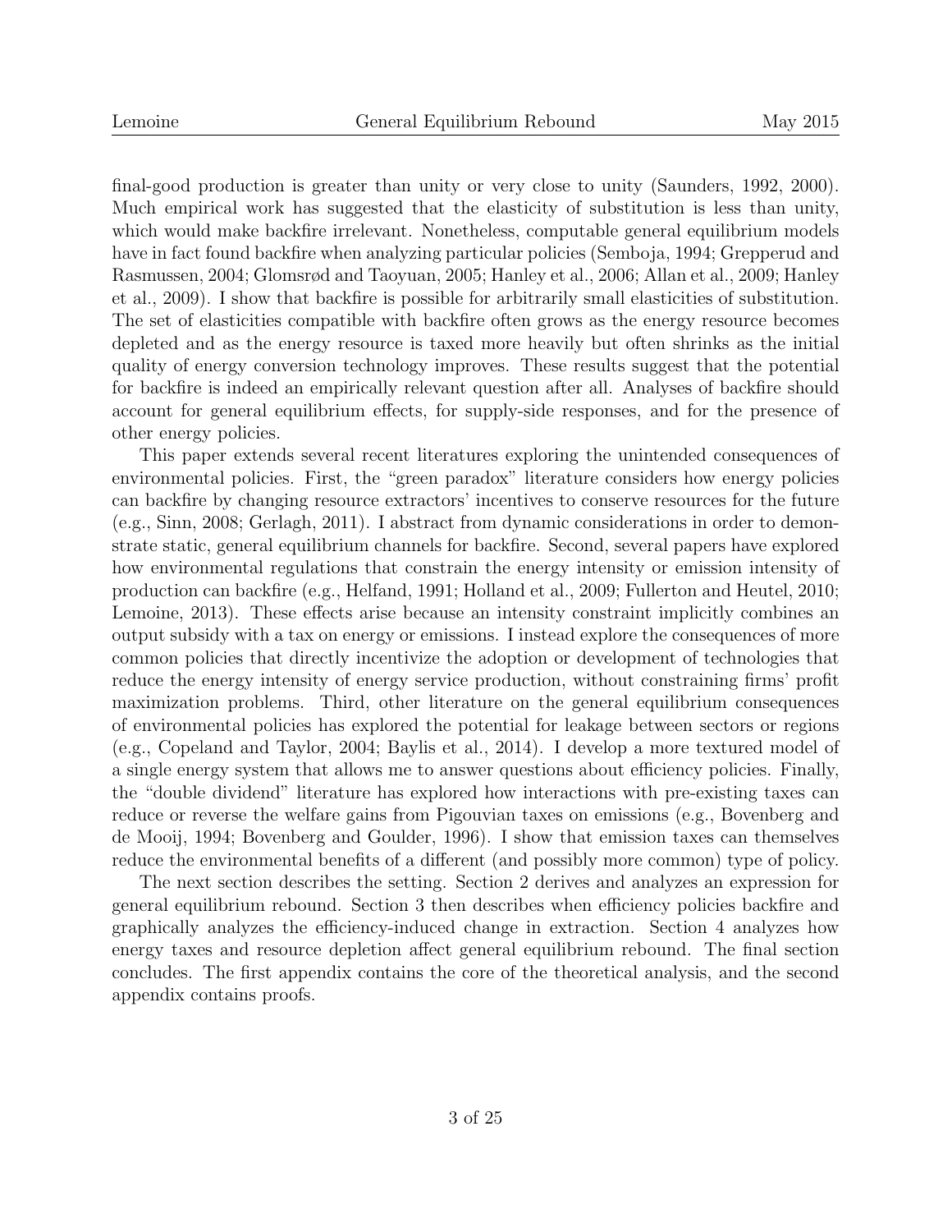final-good production is greater than unity or very close to unity (Saunders, 1992, 2000). Much empirical work has suggested that the elasticity of substitution is less than unity, which would make backfire irrelevant. Nonetheless, computable general equilibrium models have in fact found backfire when analyzing particular policies (Semboja, 1994; Grepperud and Rasmussen, 2004; Glomsrød and Taoyuan, 2005; Hanley et al., 2006; Allan et al., 2009; Hanley et al., 2009). I show that backfire is possible for arbitrarily small elasticities of substitution. The set of elasticities compatible with backfire often grows as the energy resource becomes depleted and as the energy resource is taxed more heavily but often shrinks as the initial quality of energy conversion technology improves. These results suggest that the potential for backfire is indeed an empirically relevant question after all. Analyses of backfire should account for general equilibrium effects, for supply-side responses, and for the presence of other energy policies.

This paper extends several recent literatures exploring the unintended consequences of environmental policies. First, the "green paradox" literature considers how energy policies can backfire by changing resource extractors' incentives to conserve resources for the future (e.g., Sinn, 2008; Gerlagh, 2011). I abstract from dynamic considerations in order to demonstrate static, general equilibrium channels for backfire. Second, several papers have explored how environmental regulations that constrain the energy intensity or emission intensity of production can backfire (e.g., Helfand, 1991; Holland et al., 2009; Fullerton and Heutel, 2010; Lemoine, 2013). These effects arise because an intensity constraint implicitly combines an output subsidy with a tax on energy or emissions. I instead explore the consequences of more common policies that directly incentivize the adoption or development of technologies that reduce the energy intensity of energy service production, without constraining firms' profit maximization problems. Third, other literature on the general equilibrium consequences of environmental policies has explored the potential for leakage between sectors or regions (e.g., Copeland and Taylor, 2004; Baylis et al., 2014). I develop a more textured model of a single energy system that allows me to answer questions about efficiency policies. Finally, the "double dividend" literature has explored how interactions with pre-existing taxes can reduce or reverse the welfare gains from Pigouvian taxes on emissions (e.g., Bovenberg and de Mooij, 1994; Bovenberg and Goulder, 1996). I show that emission taxes can themselves reduce the environmental benefits of a different (and possibly more common) type of policy.

The next section describes the setting. Section 2 derives and analyzes an expression for general equilibrium rebound. Section 3 then describes when efficiency policies backfire and graphically analyzes the efficiency-induced change in extraction. Section 4 analyzes how energy taxes and resource depletion affect general equilibrium rebound. The final section concludes. The first appendix contains the core of the theoretical analysis, and the second appendix contains proofs.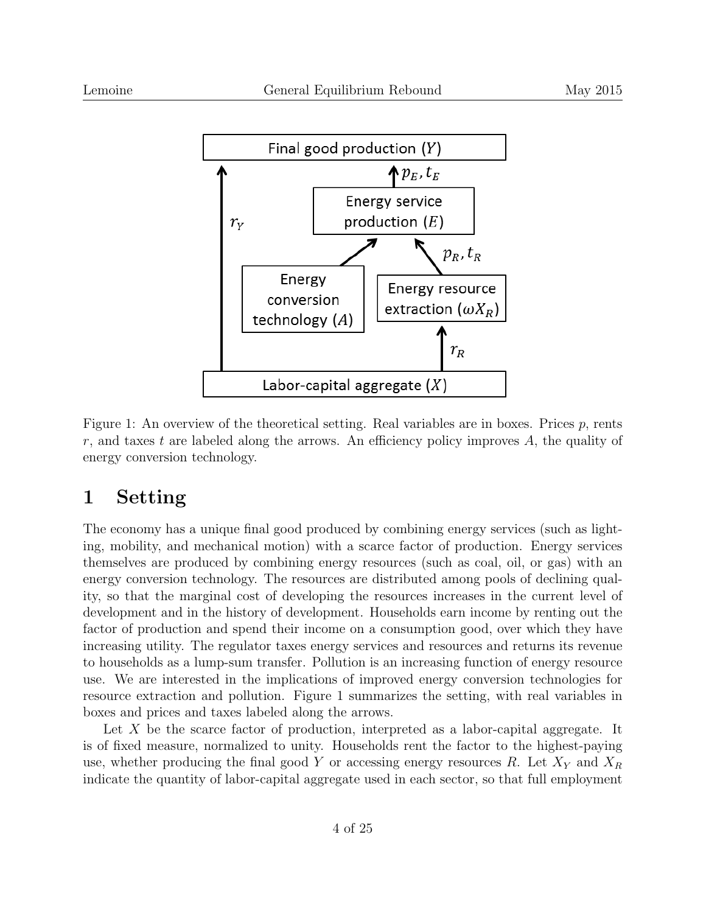Figure 1: An overview of the theoretical setting. Real variables are in boxes. Prices $p$, rents $r$, and taxes $t$ are labeled along the arrows. An efficiency policy improves $A$, the quality of energy conversion technology.

# 1 Setting

The economy has a unique final good produced by combining energy services (such as lighting, mobility, and mechanical motion) with a scarce factor of production. Energy services themselves are produced by combining energy resources (such as coal, oil, or gas) with an energy conversion technology. The resources are distributed among pools of declining quality, so that the marginal cost of developing the resources increases in the current level of development and in the history of development. Households earn income by renting out the factor of production and spend their income on a consumption good, over which they have increasing utility. The regulator taxes energy services and resources and returns its revenue to households as a lump-sum transfer. Pollution is an increasing function of energy resource use. We are interested in the implications of improved energy conversion technologies for resource extraction and pollution. Figure 1 summarizes the setting, with real variables in boxes and prices and taxes labeled along the arrows.

Let $X$ be the scarce factor of production, interpreted as a labor-capital aggregate. It is of fixed measure, normalized to unity. Households rent the factor to the highest-paying use, whether producing the final good $Y$ or accessing energy resources $R$. Let $X_Y$ and $X_R$ indicate the quantity of labor-capital aggregate used in each sector, so that full employment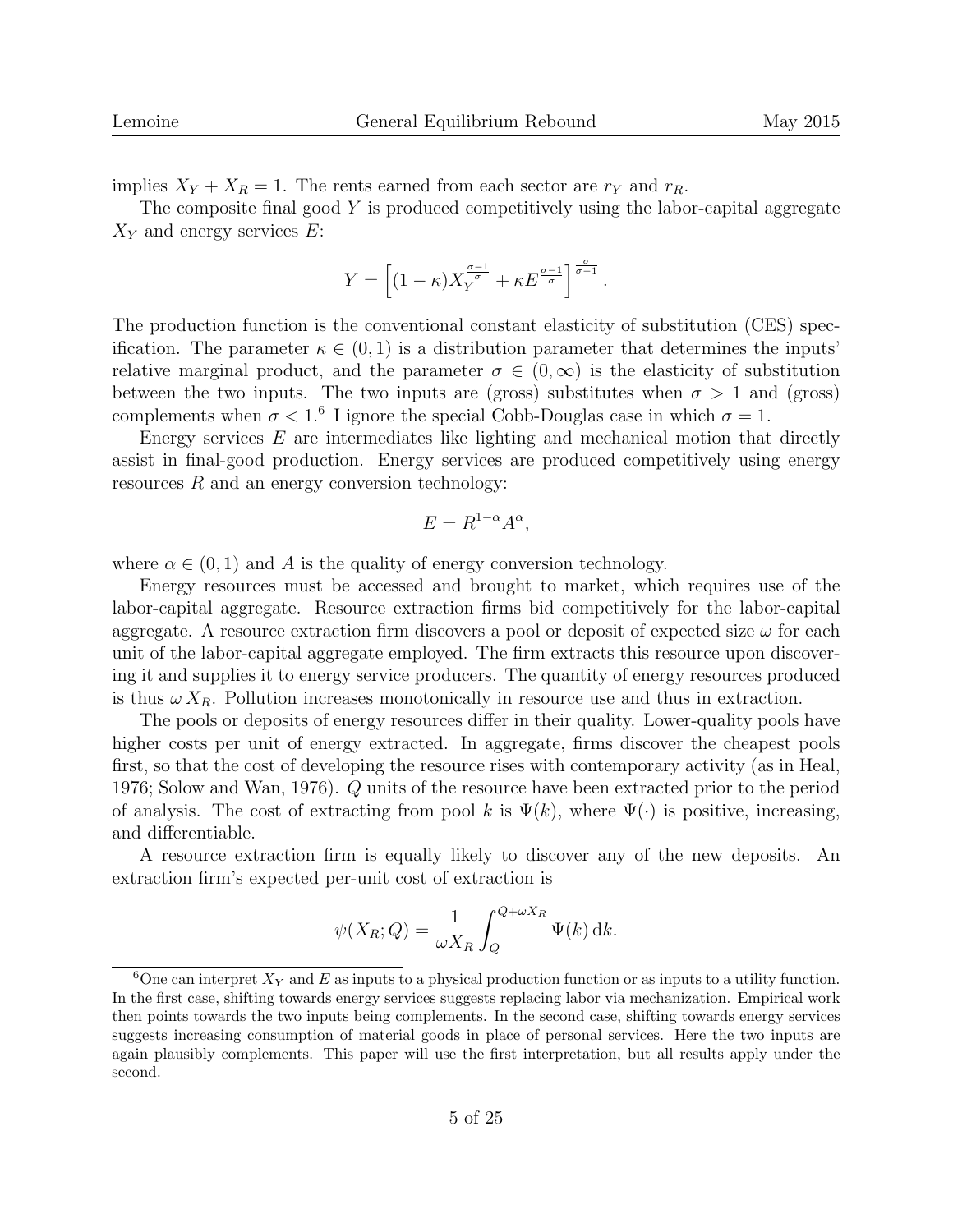implies $X_Y + X_R = 1$. The rents earned from each sector are $r_Y$ and $r_R$.

The composite final good $Y$ is produced competitively using the labor-capital aggregate $X_Y$ and energy services $E$:

$$Y = \left[(1-\kappa)X_Y^{\frac{\sigma-1}{\sigma}} + \kappa E^{\frac{\sigma-1}{\sigma}}\right]^{\frac{\sigma}{\sigma-1}}.$$

The production function is the conventional constant elasticity of substitution (CES) specification. The parameter $\kappa \in (0,1)$ is a distribution parameter that determines the inputs' relative marginal product, and the parameter $\sigma \in (0,\infty)$ is the elasticity of substitution between the two inputs. The two inputs are (gross) substitutes when $\sigma > 1$ and (gross) complements when $\sigma < 1$.[6] I ignore the special Cobb-Douglas case in which $\sigma = 1$.

Energy services $E$ are intermediates like lighting and mechanical motion that directly assist in final-good production. Energy services are produced competitively using energy resources $R$ and an energy conversion technology:

$$E = R^{1-\alpha}A^{\alpha},$$

where $\alpha \in (0,1)$ and $A$ is the quality of energy conversion technology.

Energy resources must be accessed and brought to market, which requires use of the labor-capital aggregate. Resource extraction firms bid competitively for the labor-capital aggregate. A resource extraction firm discovers a pool or deposit of expected size $\omega$ for each unit of the labor-capital aggregate employed. The firm extracts this resource upon discovering it and supplies it to energy service producers. The quantity of energy resources produced is thus $\omega\, X_R$. Pollution increases monotonically in resource use and thus in extraction.

The pools or deposits of energy resources differ in their quality. Lower-quality pools have higher costs per unit of energy extracted. In aggregate, firms discover the cheapest pools first, so that the cost of developing the resource rises with contemporary activity (as in Heal, 1976; Solow and Wan, 1976). $Q$ units of the resource have been extracted prior to the period of analysis. The cost of extracting from pool $k$ is $\Psi(k)$, where $\Psi(\cdot)$ is positive, increasing, and differentiable.

A resource extraction firm is equally likely to discover any of the new deposits. An extraction firm's expected per-unit cost of extraction is

$$\psi(X_R; Q) = \frac{1}{\omega X_R}\int_{Q}^{Q+\omega X_R} \Psi(k)\, \mathrm{d}k.$$

[6] One can interpret $X_Y$ and $E$ as inputs to a physical production function or as inputs to a utility function. In the first case, shifting towards energy services suggests replacing labor via mechanization. Empirical work then points towards the two inputs being complements. In the second case, shifting towards energy services suggests increasing consumption of material goods in place of personal services. Here the two inputs are again plausibly complements. This paper will use the first interpretation, but all results apply under the second.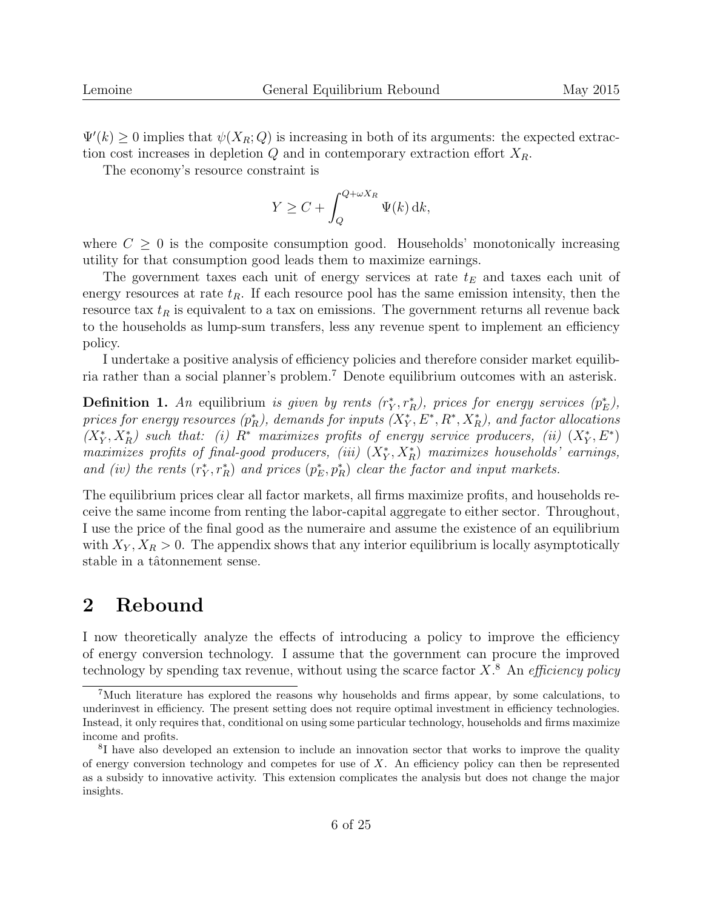$\Psi'(k) \geq 0$ implies that $\psi(X_R; Q)$ is increasing in both of its arguments: the expected extraction cost increases in depletion $Q$ and in contemporary extraction effort $X_R$.

The economy's resource constraint is

$$Y \geq C + \int_{Q}^{Q+\omega X_R} \Psi(k) \, \mathrm{d}k,$$

where $C \geq 0$ is the composite consumption good. Households' monotonically increasing utility for that consumption good leads them to maximize earnings.

The government taxes each unit of energy services at rate $t_E$ and taxes each unit of energy resources at rate $t_R$. If each resource pool has the same emission intensity, then the resource tax $t_R$ is equivalent to a tax on emissions. The government returns all revenue back to the households as lump-sum transfers, less any revenue spent to implement an efficiency policy.

I undertake a positive analysis of efficiency policies and therefore consider market equilibria rather than a social planner's problem.[7] Denote equilibrium outcomes with an asterisk.

**Definition 1.** *An* equilibrium *is given by rents $(r_Y^*, r_R^*)$, prices for energy services $(p_E^*)$, prices for energy resources $(p_R^*)$, demands for inputs $(X_Y^*, E^*, R^*, X_R^*)$, and factor allocations $(X_Y^*, X_R^*)$ such that: (i) $R^*$ maximizes profits of energy service producers, (ii) $(X_Y^*, E^*)$ maximizes profits of final-good producers, (iii) $(X_Y^*, X_R^*)$ maximizes households' earnings, and (iv) the rents $(r_Y^*, r_R^*)$ and prices $(p_E^*, p_R^*)$ clear the factor and input markets.*

The equilibrium prices clear all factor markets, all firms maximize profits, and households receive the same income from renting the labor-capital aggregate to either sector. Throughout, I use the price of the final good as the numeraire and assume the existence of an equilibrium with $X_Y, X_R > 0$. The appendix shows that any interior equilibrium is locally asymptotically stable in a tâtonnement sense.

## 2 Rebound

I now theoretically analyze the effects of introducing a policy to improve the efficiency of energy conversion technology. I assume that the government can procure the improved technology by spending tax revenue, without using the scarce factor $X$.[8] An *efficiency policy*

[7] Much literature has explored the reasons why households and firms appear, by some calculations, to underinvest in efficiency. The present setting does not require optimal investment in efficiency technologies. Instead, it only requires that, conditional on using some particular technology, households and firms maximize income and profits.

[8] I have also developed an extension to include an innovation sector that works to improve the quality of energy conversion technology and competes for use of $X$. An efficiency policy can then be represented as a subsidy to innovative activity. This extension complicates the analysis but does not change the major insights.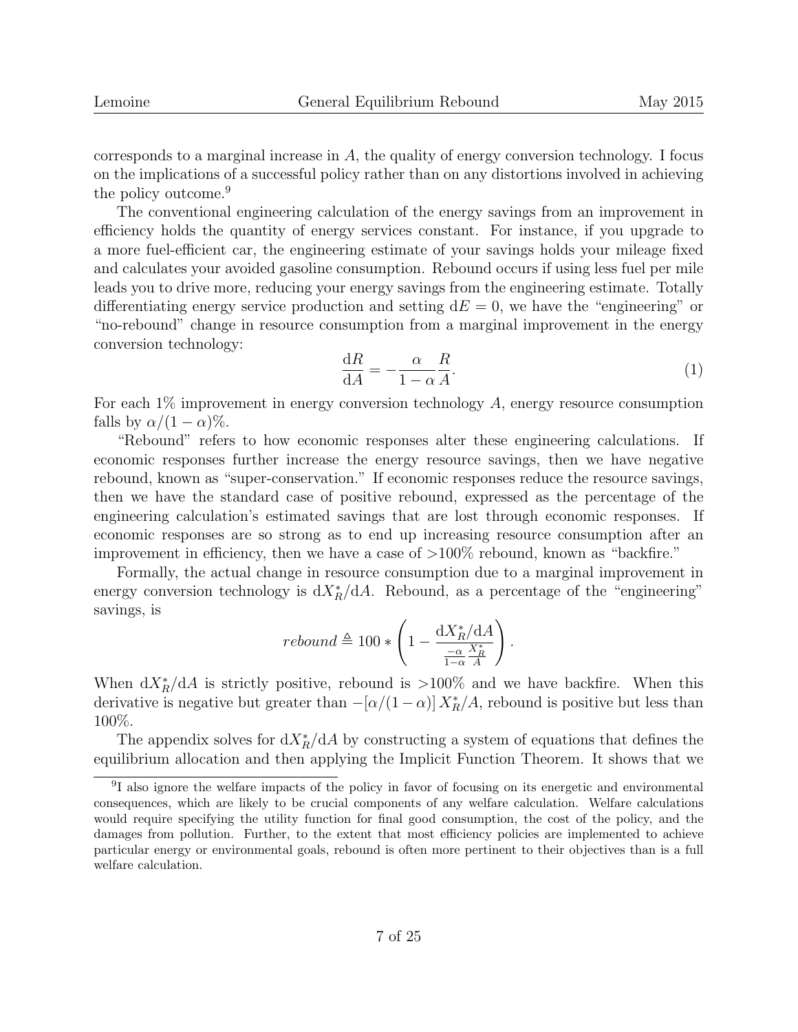corresponds to a marginal increase in $A$, the quality of energy conversion technology. I focus on the implications of a successful policy rather than on any distortions involved in achieving the policy outcome.[9]

The conventional engineering calculation of the energy savings from an improvement in efficiency holds the quantity of energy services constant. For instance, if you upgrade to a more fuel-efficient car, the engineering estimate of your savings holds your mileage fixed and calculates your avoided gasoline consumption. Rebound occurs if using less fuel per mile leads you to drive more, reducing your energy savings from the engineering estimate. Totally differentiating energy service production and setting $\mathrm{d}E = 0$, we have the "engineering" or "no-rebound" change in resource consumption from a marginal improvement in the energy conversion technology:

$$\frac{\mathrm{d}R}{\mathrm{d}A} = -\frac{\alpha}{1-\alpha}\frac{R}{A}. \tag{1}$$

For each 1% improvement in energy conversion technology $A$, energy resource consumption falls by $\alpha/(1-\alpha)$%.

"Rebound" refers to how economic responses alter these engineering calculations. If economic responses further increase the energy resource savings, then we have negative rebound, known as "super-conservation." If economic responses reduce the resource savings, then we have the standard case of positive rebound, expressed as the percentage of the engineering calculation's estimated savings that are lost through economic responses. If economic responses are so strong as to end up increasing resource consumption after an improvement in efficiency, then we have a case of >100% rebound, known as "backfire."

Formally, the actual change in resource consumption due to a marginal improvement in energy conversion technology is $\mathrm{d}X_R^*/\mathrm{d}A$. Rebound, as a percentage of the "engineering" savings, is

$$rebound \triangleq 100 * \left(1 - \frac{\mathrm{d}X_R^*/\mathrm{d}A}{\frac{-\alpha}{1-\alpha}\frac{X_R^*}{A}}\right).$$

When $\mathrm{d}X_R^*/\mathrm{d}A$ is strictly positive, rebound is >100% and we have backfire. When this derivative is negative but greater than $-[\alpha/(1-\alpha)]\, X_R^*/A$, rebound is positive but less than 100%.

The appendix solves for $\mathrm{d}X_R^*/\mathrm{d}A$ by constructing a system of equations that defines the equilibrium allocation and then applying the Implicit Function Theorem. It shows that we

[9] I also ignore the welfare impacts of the policy in favor of focusing on its energetic and environmental consequences, which are likely to be crucial components of any welfare calculation. Welfare calculations would require specifying the utility function for final good consumption, the cost of the policy, and the damages from pollution. Further, to the extent that most efficiency policies are implemented to achieve particular energy or environmental goals, rebound is often more pertinent to their objectives than is a full welfare calculation.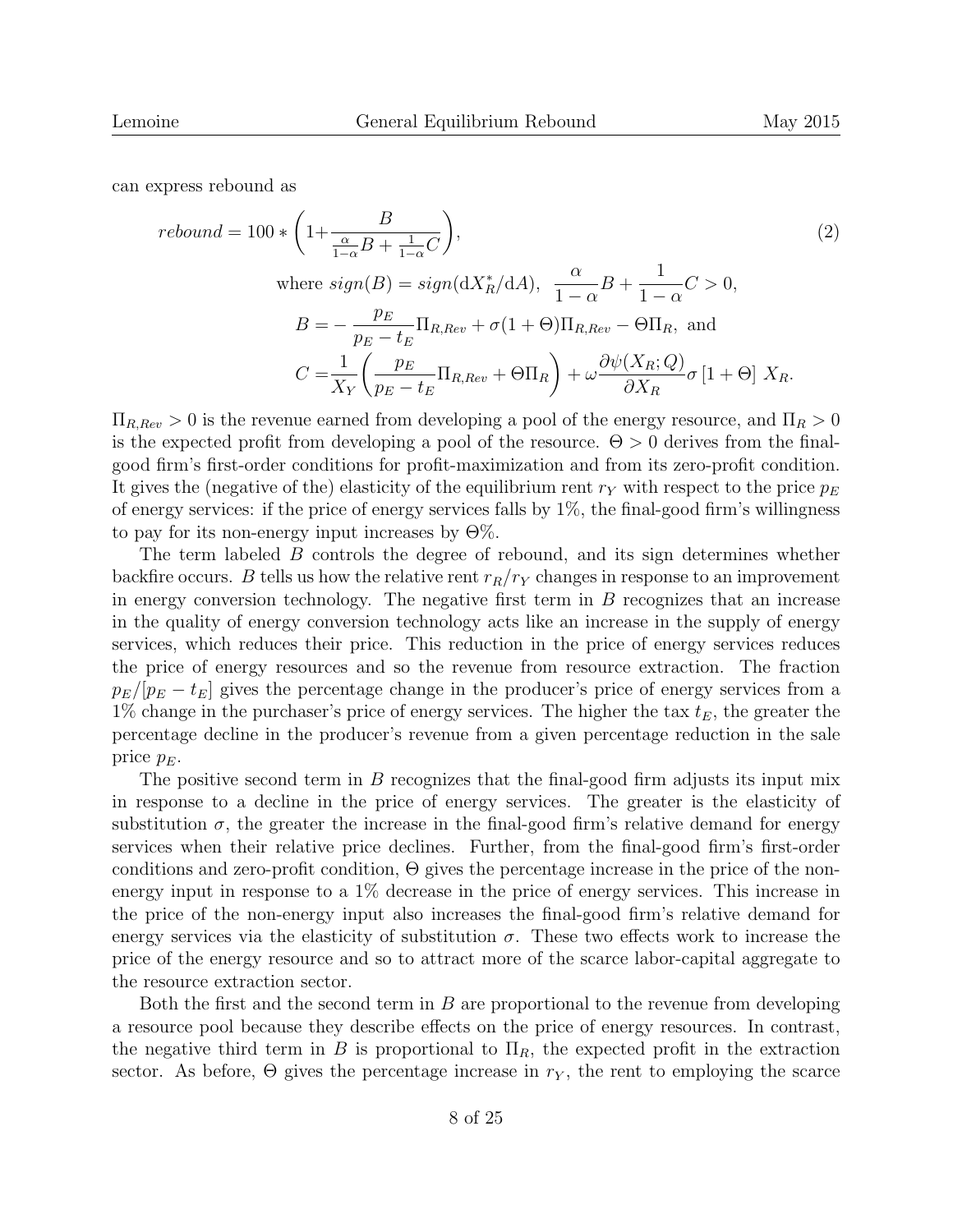can express rebound as

$$
rebound = 100 * \left(1 + \frac{B}{\frac{\alpha}{1-\alpha}B + \frac{1}{1-\alpha}C}\right), \tag{2}
$$

$$
\begin{aligned}
&\text{where } sign(B) = sign(\mathrm{d}X_R^*/\mathrm{d}A), \ \ \frac{\alpha}{1-\alpha}B + \frac{1}{1-\alpha}C > 0, \\
&B = -\frac{p_E}{p_E - t_E}\Pi_{R,Rev} + \sigma(1+\Theta)\Pi_{R,Rev} - \Theta\Pi_R, \text{ and} \\
&C = \frac{1}{X_Y}\left(\frac{p_E}{p_E - t_E}\Pi_{R,Rev} + \Theta\Pi_R\right) + \omega\frac{\partial\psi(X_R;Q)}{\partial X_R}\sigma\left[1+\Theta\right]X_R.
\end{aligned}
$$

$\Pi_{R,Rev} > 0$ is the revenue earned from developing a pool of the energy resource, and $\Pi_R > 0$ is the expected profit from developing a pool of the resource. $\Theta > 0$ derives from the final-good firm's first-order conditions for profit-maximization and from its zero-profit condition. It gives the (negative of the) elasticity of the equilibrium rent $r_Y$ with respect to the price $p_E$ of energy services: if the price of energy services falls by 1%, the final-good firm's willingness to pay for its non-energy input increases by $\Theta$%.

The term labeled $B$ controls the degree of rebound, and its sign determines whether backfire occurs. $B$ tells us how the relative rent $r_R/r_Y$ changes in response to an improvement in energy conversion technology. The negative first term in $B$ recognizes that an increase in the quality of energy conversion technology acts like an increase in the supply of energy services, which reduces their price. This reduction in the price of energy services reduces the price of energy resources and so the revenue from resource extraction. The fraction $p_E/[p_E - t_E]$ gives the percentage change in the producer's price of energy services from a 1% change in the purchaser's price of energy services. The higher the tax $t_E$, the greater the percentage decline in the producer's revenue from a given percentage reduction in the sale price $p_E$.

The positive second term in $B$ recognizes that the final-good firm adjusts its input mix in response to a decline in the price of energy services. The greater is the elasticity of substitution $\sigma$, the greater the increase in the final-good firm's relative demand for energy services when their relative price declines. Further, from the final-good firm's first-order conditions and zero-profit condition, $\Theta$ gives the percentage increase in the price of the non-energy input in response to a 1% decrease in the price of energy services. This increase in the price of the non-energy input also increases the final-good firm's relative demand for energy services via the elasticity of substitution $\sigma$. These two effects work to increase the price of the energy resource and so to attract more of the scarce labor-capital aggregate to the resource extraction sector.

Both the first and the second term in $B$ are proportional to the revenue from developing a resource pool because they describe effects on the price of energy resources. In contrast, the negative third term in $B$ is proportional to $\Pi_R$, the expected profit in the extraction sector. As before, $\Theta$ gives the percentage increase in $r_Y$, the rent to employing the scarce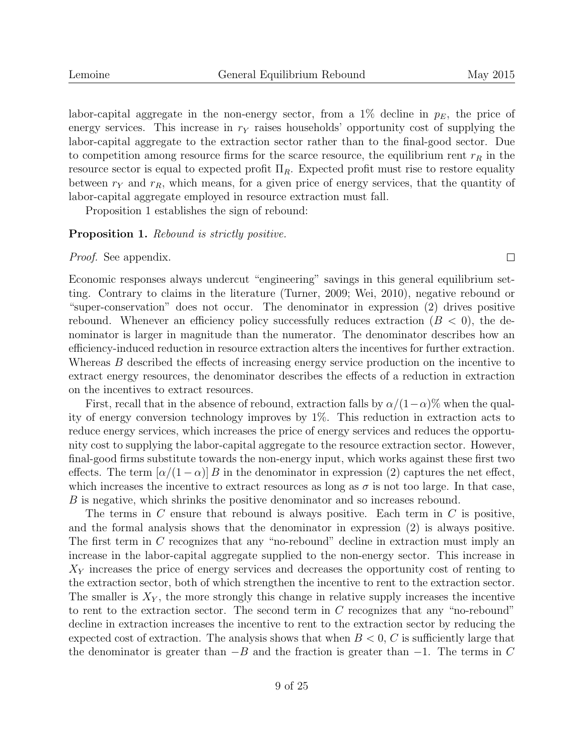labor-capital aggregate in the non-energy sector, from a 1% decline in $p_E$, the price of energy services. This increase in $r_Y$ raises households' opportunity cost of supplying the labor-capital aggregate to the extraction sector rather than to the final-good sector. Due to competition among resource firms for the scarce resource, the equilibrium rent $r_R$ in the resource sector is equal to expected profit $\Pi_R$. Expected profit must rise to restore equality between $r_Y$ and $r_R$, which means, for a given price of energy services, that the quantity of labor-capital aggregate employed in resource extraction must fall.

Proposition 1 establishes the sign of rebound:

**Proposition 1.** *Rebound is strictly positive.*

*Proof.* See appendix. □

Economic responses always undercut "engineering" savings in this general equilibrium setting. Contrary to claims in the literature (Turner, 2009; Wei, 2010), negative rebound or "super-conservation" does not occur. The denominator in expression (2) drives positive rebound. Whenever an efficiency policy successfully reduces extraction ($B < 0$), the denominator is larger in magnitude than the numerator. The denominator describes how an efficiency-induced reduction in resource extraction alters the incentives for further extraction. Whereas $B$ described the effects of increasing energy service production on the incentive to extract energy resources, the denominator describes the effects of a reduction in extraction on the incentives to extract resources.

First, recall that in the absence of rebound, extraction falls by $\alpha/(1-\alpha)$% when the quality of energy conversion technology improves by 1%. This reduction in extraction acts to reduce energy services, which increases the price of energy services and reduces the opportunity cost to supplying the labor-capital aggregate to the resource extraction sector. However, final-good firms substitute towards the non-energy input, which works against these first two effects. The term $[\alpha/(1-\alpha)]\, B$ in the denominator in expression (2) captures the net effect, which increases the incentive to extract resources as long as $\sigma$ is not too large. In that case, $B$ is negative, which shrinks the positive denominator and so increases rebound.

The terms in $C$ ensure that rebound is always positive. Each term in $C$ is positive, and the formal analysis shows that the denominator in expression (2) is always positive. The first term in $C$ recognizes that any "no-rebound" decline in extraction must imply an increase in the labor-capital aggregate supplied to the non-energy sector. This increase in $X_Y$ increases the price of energy services and decreases the opportunity cost of renting to the extraction sector, both of which strengthen the incentive to rent to the extraction sector. The smaller is $X_Y$, the more strongly this change in relative supply increases the incentive to rent to the extraction sector. The second term in $C$ recognizes that any "no-rebound" decline in extraction increases the incentive to rent to the extraction sector by reducing the expected cost of extraction. The analysis shows that when $B < 0$, $C$ is sufficiently large that the denominator is greater than $-B$ and the fraction is greater than $-1$. The terms in $C$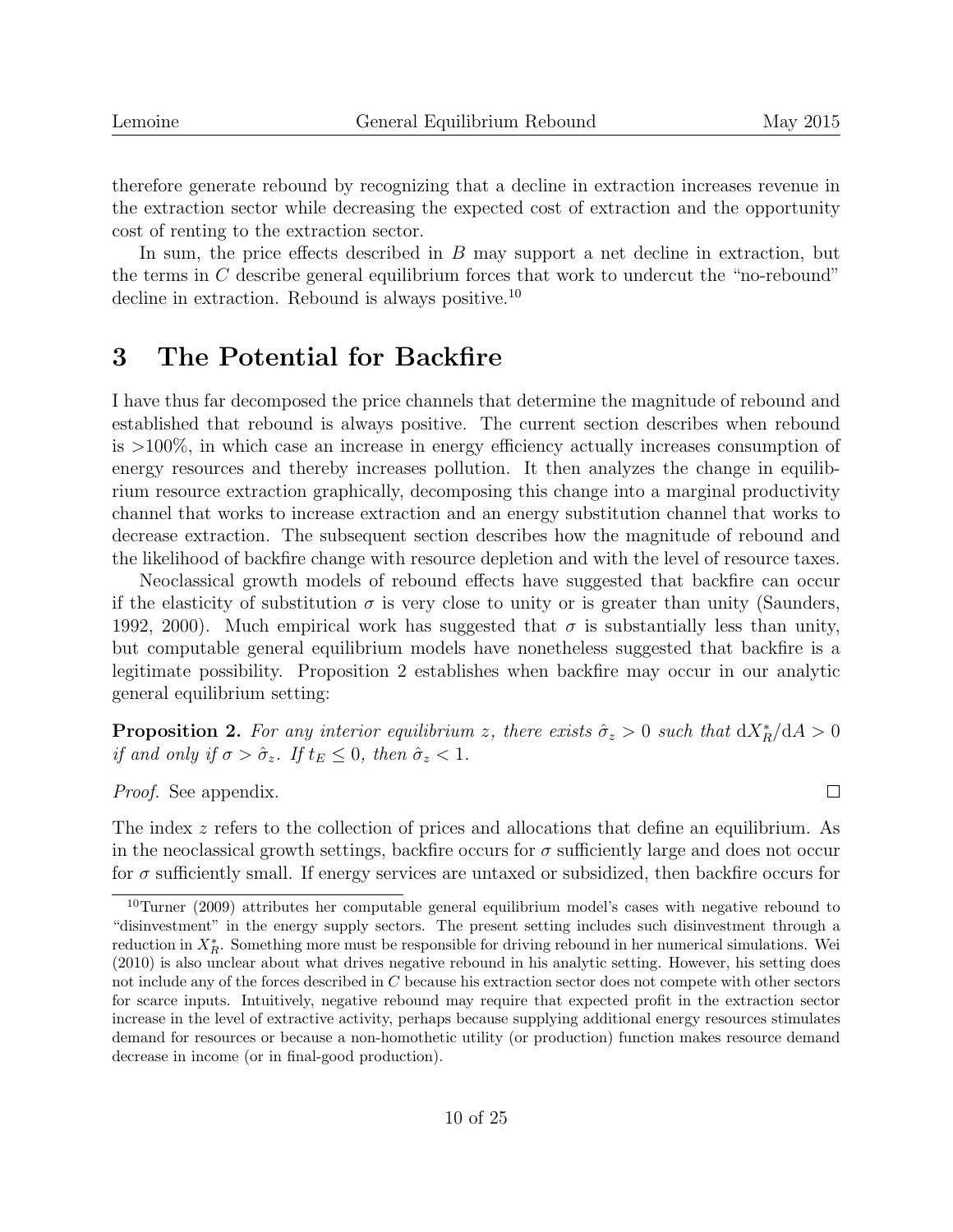therefore generate rebound by recognizing that a decline in extraction increases revenue in the extraction sector while decreasing the expected cost of extraction and the opportunity cost of renting to the extraction sector.

In sum, the price effects described in $B$ may support a net decline in extraction, but the terms in $C$ describe general equilibrium forces that work to undercut the "no-rebound" decline in extraction. Rebound is always positive.[10]

# 3 The Potential for Backfire

I have thus far decomposed the price channels that determine the magnitude of rebound and established that rebound is always positive. The current section describes when rebound is >100%, in which case an increase in energy efficiency actually increases consumption of energy resources and thereby increases pollution. It then analyzes the change in equilibrium resource extraction graphically, decomposing this change into a marginal productivity channel that works to increase extraction and an energy substitution channel that works to decrease extraction. The subsequent section describes how the magnitude of rebound and the likelihood of backfire change with resource depletion and with the level of resource taxes.

Neoclassical growth models of rebound effects have suggested that backfire can occur if the elasticity of substitution $\sigma$ is very close to unity or is greater than unity (Saunders, 1992, 2000). Much empirical work has suggested that $\sigma$ is substantially less than unity, but computable general equilibrium models have nonetheless suggested that backfire is a legitimate possibility. Proposition 2 establishes when backfire may occur in our analytic general equilibrium setting:

**Proposition 2.** *For any interior equilibrium $z$, there exists $\hat{\sigma}_z > 0$ such that $\mathrm{d}X_R^*/\mathrm{d}A > 0$ if and only if $\sigma > \hat{\sigma}_z$. If $t_E \leq 0$, then $\hat{\sigma}_z < 1$.*

*Proof.* See appendix. □

The index $z$ refers to the collection of prices and allocations that define an equilibrium. As in the neoclassical growth settings, backfire occurs for $\sigma$ sufficiently large and does not occur for $\sigma$ sufficiently small. If energy services are untaxed or subsidized, then backfire occurs for

[10] Turner (2009) attributes her computable general equilibrium model's cases with negative rebound to "disinvestment" in the energy supply sectors. The present setting includes such disinvestment through a reduction in $X_R^*$. Something more must be responsible for driving rebound in her numerical simulations. Wei (2010) is also unclear about what drives negative rebound in his analytic setting. However, his setting does not include any of the forces described in $C$ because his extraction sector does not compete with other sectors for scarce inputs. Intuitively, negative rebound may require that expected profit in the extraction sector increase in the level of extractive activity, perhaps because supplying additional energy resources stimulates demand for resources or because a non-homothetic utility (or production) function makes resource demand decrease in income (or in final-good production).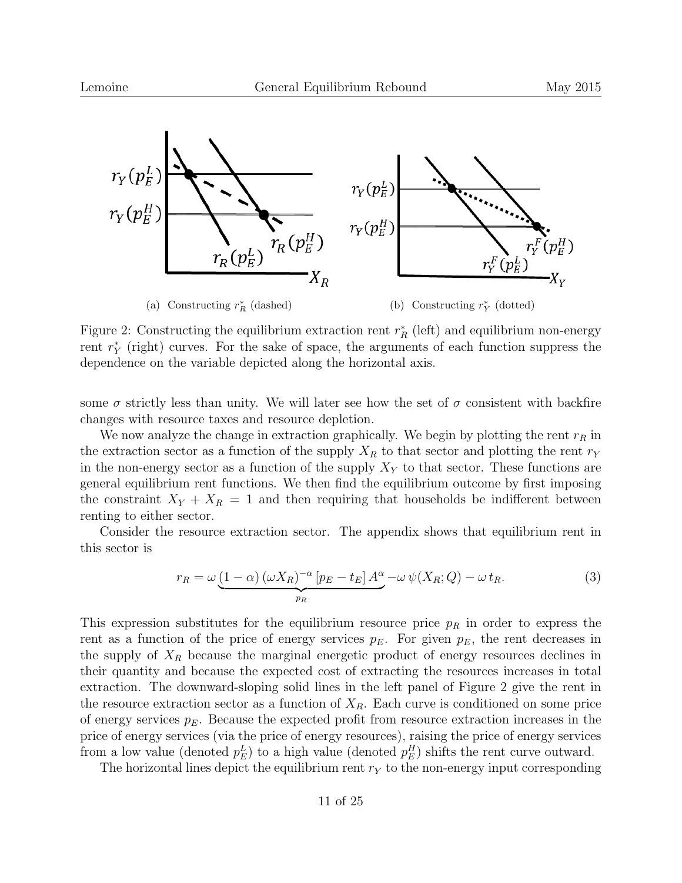(a) Constructing $r_R^*$ (dashed)

(b) Constructing $r_Y^*$ (dotted)

Figure 2: Constructing the equilibrium extraction rent $r_R^*$ (left) and equilibrium non-energy rent $r_Y^*$ (right) curves. For the sake of space, the arguments of each function suppress the dependence on the variable depicted along the horizontal axis.

some $\sigma$ strictly less than unity. We will later see how the set of $\sigma$ consistent with backfire changes with resource taxes and resource depletion.

We now analyze the change in extraction graphically. We begin by plotting the rent $r_R$ in the extraction sector as a function of the supply $X_R$ to that sector and plotting the rent $r_Y$ in the non-energy sector as a function of the supply $X_Y$ to that sector. These functions are general equilibrium rent functions. We then find the equilibrium outcome by first imposing the constraint $X_Y + X_R = 1$ and then requiring that households be indifferent between renting to either sector.

Consider the resource extraction sector. The appendix shows that equilibrium rent in this sector is

$$r_R = \omega \underbrace{(1-\alpha)\,(\omega X_R)^{-\alpha}\,[p_E - t_E]\,A^{\alpha}}_{p_R} - \omega\,\psi(X_R; Q) - \omega\,t_R. \tag{3}$$

This expression substitutes for the equilibrium resource price $p_R$ in order to express the rent as a function of the price of energy services $p_E$. For given $p_E$, the rent decreases in the supply of $X_R$ because the marginal energetic product of energy resources declines in their quantity and because the expected cost of extracting the resources increases in total extraction. The downward-sloping solid lines in the left panel of Figure 2 give the rent in the resource extraction sector as a function of $X_R$. Each curve is conditioned on some price of energy services $p_E$. Because the expected profit from resource extraction increases in the price of energy services (via the price of energy resources), raising the price of energy services from a low value (denoted $p_E^L$) to a high value (denoted $p_E^H$) shifts the rent curve outward.

The horizontal lines depict the equilibrium rent $r_Y$ to the non-energy input corresponding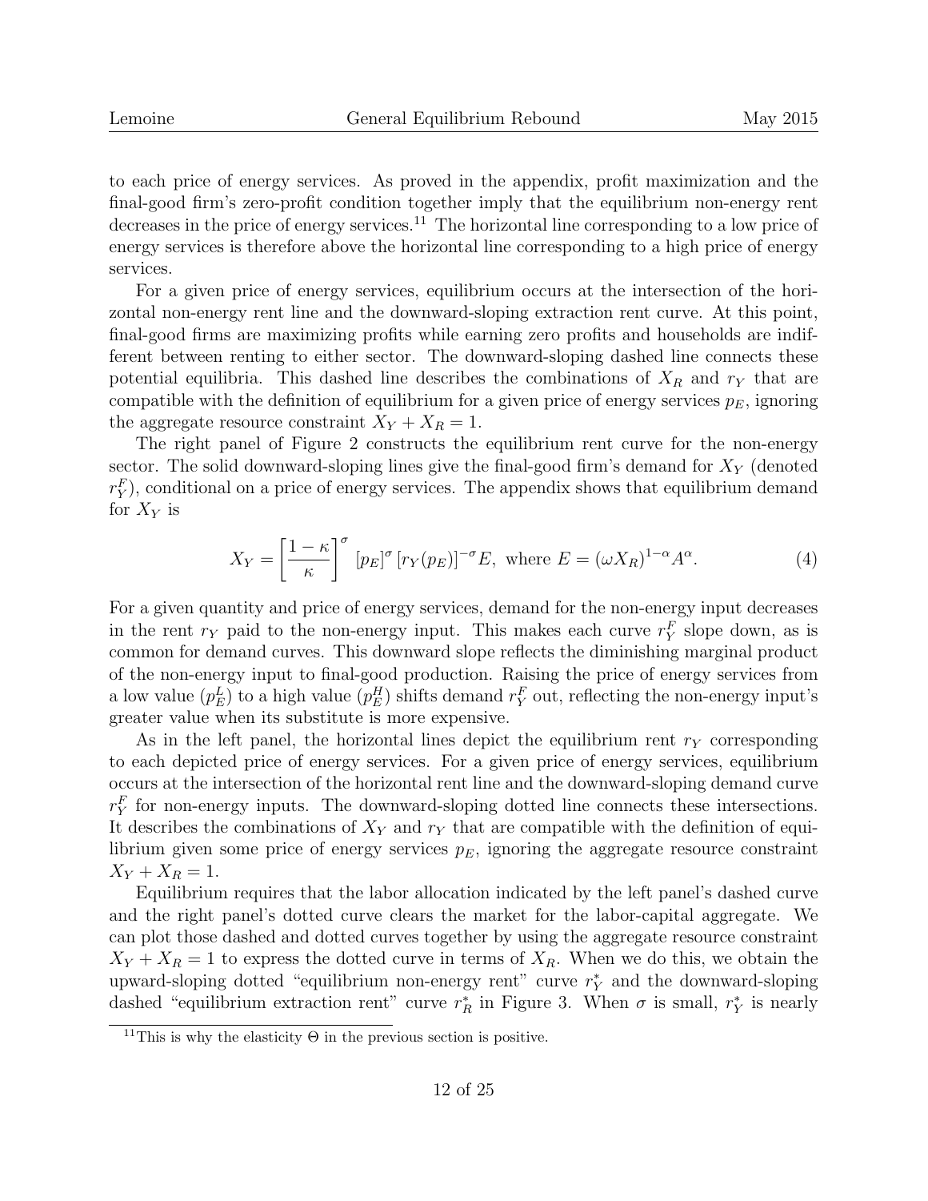to each price of energy services. As proved in the appendix, profit maximization and the final-good firm's zero-profit condition together imply that the equilibrium non-energy rent decreases in the price of energy services.[11] The horizontal line corresponding to a low price of energy services is therefore above the horizontal line corresponding to a high price of energy services.

For a given price of energy services, equilibrium occurs at the intersection of the horizontal non-energy rent line and the downward-sloping extraction rent curve. At this point, final-good firms are maximizing profits while earning zero profits and households are indifferent between renting to either sector. The downward-sloping dashed line connects these potential equilibria. This dashed line describes the combinations of $X_R$ and $r_Y$ that are compatible with the definition of equilibrium for a given price of energy services $p_E$, ignoring the aggregate resource constraint $X_Y + X_R = 1$.

The right panel of Figure 2 constructs the equilibrium rent curve for the non-energy sector. The solid downward-sloping lines give the final-good firm's demand for $X_Y$ (denoted $r_Y^F$), conditional on a price of energy services. The appendix shows that equilibrium demand for $X_Y$ is

$$X_Y = \left[\frac{1-\kappa}{\kappa}\right]^{\sigma} [p_E]^{\sigma} [r_Y(p_E)]^{-\sigma} E, \text{ where } E = (\omega X_R)^{1-\alpha} A^{\alpha}. \tag{4}$$

For a given quantity and price of energy services, demand for the non-energy input decreases in the rent $r_Y$ paid to the non-energy input. This makes each curve $r_Y^F$ slope down, as is common for demand curves. This downward slope reflects the diminishing marginal product of the non-energy input to final-good production. Raising the price of energy services from a low value ($p_E^L$) to a high value ($p_E^H$) shifts demand $r_Y^F$ out, reflecting the non-energy input's greater value when its substitute is more expensive.

As in the left panel, the horizontal lines depict the equilibrium rent $r_Y$ corresponding to each depicted price of energy services. For a given price of energy services, equilibrium occurs at the intersection of the horizontal rent line and the downward-sloping demand curve $r_Y^F$ for non-energy inputs. The downward-sloping dotted line connects these intersections. It describes the combinations of $X_Y$ and $r_Y$ that are compatible with the definition of equilibrium given some price of energy services $p_E$, ignoring the aggregate resource constraint $X_Y + X_R = 1$.

Equilibrium requires that the labor allocation indicated by the left panel's dashed curve and the right panel's dotted curve clears the market for the labor-capital aggregate. We can plot those dashed and dotted curves together by using the aggregate resource constraint $X_Y + X_R = 1$ to express the dotted curve in terms of $X_R$. When we do this, we obtain the upward-sloping dotted "equilibrium non-energy rent" curve $r_Y^*$ and the downward-sloping dashed "equilibrium extraction rent" curve $r_R^*$ in Figure 3. When $\sigma$ is small, $r_Y^*$ is nearly

[11] This is why the elasticity $\Theta$ in the previous section is positive.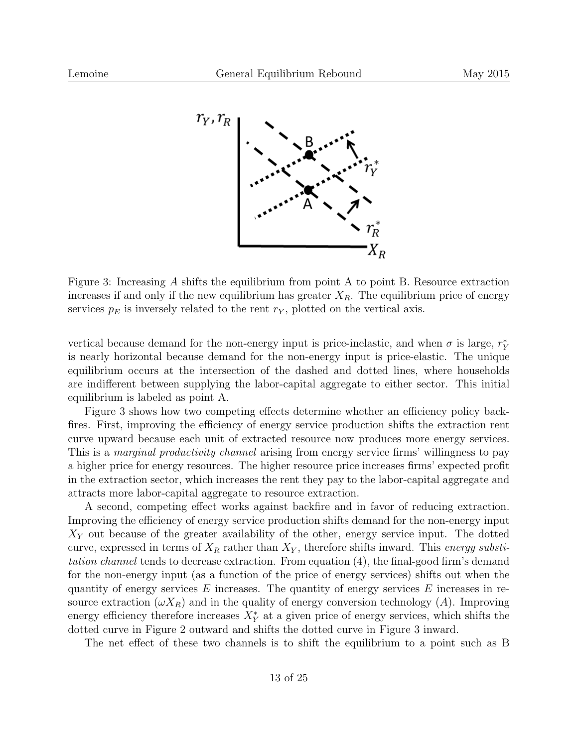Figure 3: Increasing $A$ shifts the equilibrium from point A to point B. Resource extraction increases if and only if the new equilibrium has greater $X_R$. The equilibrium price of energy services $p_E$ is inversely related to the rent $r_Y$, plotted on the vertical axis.

vertical because demand for the non-energy input is price-inelastic, and when $\sigma$ is large, $r_Y^*$ is nearly horizontal because demand for the non-energy input is price-elastic. The unique equilibrium occurs at the intersection of the dashed and dotted lines, where households are indifferent between supplying the labor-capital aggregate to either sector. This initial equilibrium is labeled as point A.

Figure 3 shows how two competing effects determine whether an efficiency policy backfires. First, improving the efficiency of energy service production shifts the extraction rent curve upward because each unit of extracted resource now produces more energy services. This is a *marginal productivity channel* arising from energy service firms' willingness to pay a higher price for energy resources. The higher resource price increases firms' expected profit in the extraction sector, which increases the rent they pay to the labor-capital aggregate and attracts more labor-capital aggregate to resource extraction.

A second, competing effect works against backfire and in favor of reducing extraction. Improving the efficiency of energy service production shifts demand for the non-energy input $X_Y$ out because of the greater availability of the other, energy service input. The dotted curve, expressed in terms of $X_R$ rather than $X_Y$, therefore shifts inward. This *energy substitution channel* tends to decrease extraction. From equation (4), the final-good firm's demand for the non-energy input (as a function of the price of energy services) shifts out when the quantity of energy services $E$ increases. The quantity of energy services $E$ increases in resource extraction ($\omega X_R$) and in the quality of energy conversion technology ($A$). Improving energy efficiency therefore increases $X_Y^*$ at a given price of energy services, which shifts the dotted curve in Figure 2 outward and shifts the dotted curve in Figure 3 inward.

The net effect of these two channels is to shift the equilibrium to a point such as B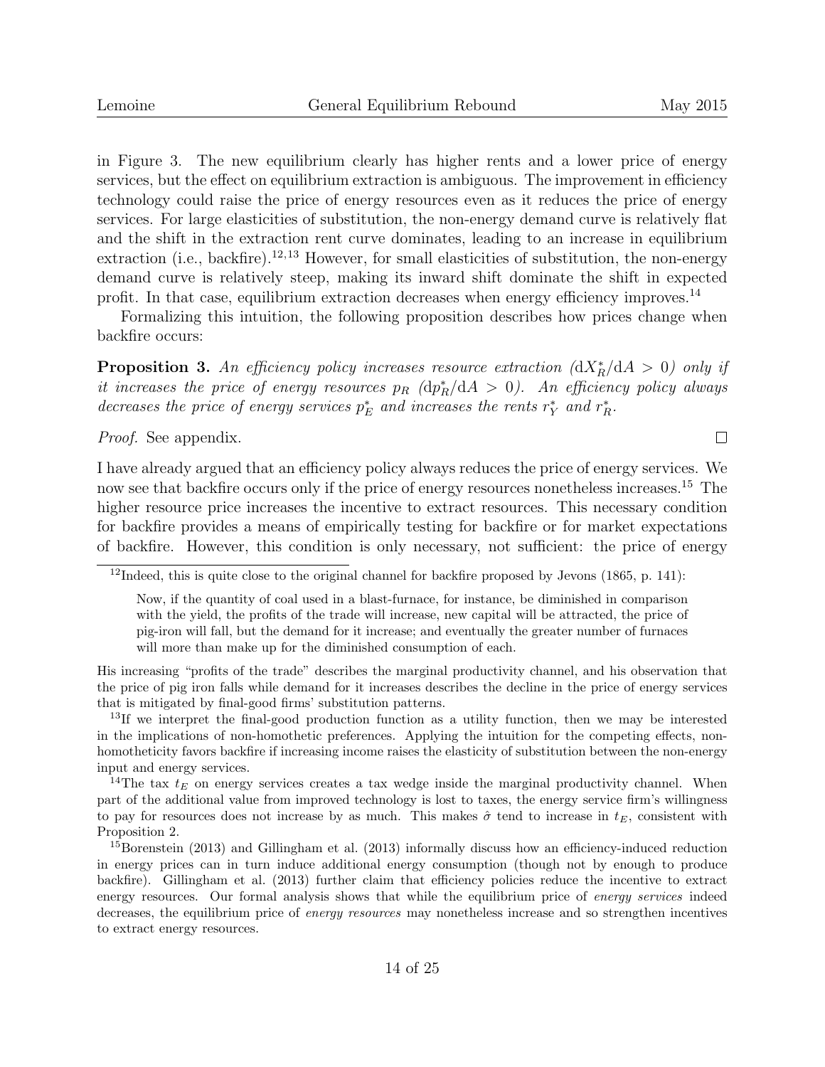in Figure 3. The new equilibrium clearly has higher rents and a lower price of energy services, but the effect on equilibrium extraction is ambiguous. The improvement in efficiency technology could raise the price of energy resources even as it reduces the price of energy services. For large elasticities of substitution, the non-energy demand curve is relatively flat and the shift in the extraction rent curve dominates, leading to an increase in equilibrium extraction (i.e., backfire).[12,13] However, for small elasticities of substitution, the non-energy demand curve is relatively steep, making its inward shift dominate the shift in expected profit. In that case, equilibrium extraction decreases when energy efficiency improves.[14]

Formalizing this intuition, the following proposition describes how prices change when backfire occurs:

**Proposition 3.** *An efficiency policy increases resource extraction ($\mathrm{d}X_R^*/\mathrm{d}A > 0$) only if it increases the price of energy resources $p_R$ ($\mathrm{d}p_R^*/\mathrm{d}A > 0$). An efficiency policy always decreases the price of energy services $p_E^*$ and increases the rents $r_Y^*$ and $r_R^*$.*

*Proof.* See appendix. □

I have already argued that an efficiency policy always reduces the price of energy services. We now see that backfire occurs only if the price of energy resources nonetheless increases.[15] The higher resource price increases the incentive to extract resources. This necessary condition for backfire provides a means of empirically testing for backfire or for market expectations of backfire. However, this condition is only necessary, not sufficient: the price of energy

---

[12]Indeed, this is quite close to the original channel for backfire proposed by Jevons (1865, p. 141):

> Now, if the quantity of coal used in a blast-furnace, for instance, be diminished in comparison with the yield, the profits of the trade will increase, new capital will be attracted, the price of pig-iron will fall, but the demand for it increase; and eventually the greater number of furnaces will more than make up for the diminished consumption of each.

His increasing "profits of the trade" describes the marginal productivity channel, and his observation that the price of pig iron falls while demand for it increases describes the decline in the price of energy services that is mitigated by final-good firms' substitution patterns.

[13]If we interpret the final-good production function as a utility function, then we may be interested in the implications of non-homothetic preferences. Applying the intuition for the competing effects, non-homotheticity favors backfire if increasing income raises the elasticity of substitution between the non-energy input and energy services.

[14]The tax $t_E$ on energy services creates a tax wedge inside the marginal productivity channel. When part of the additional value from improved technology is lost to taxes, the energy service firm's willingness to pay for resources does not increase by as much. This makes $\hat{\sigma}$ tend to increase in $t_E$, consistent with Proposition 2.

[15]Borenstein (2013) and Gillingham et al. (2013) informally discuss how an efficiency-induced reduction in energy prices can in turn induce additional energy consumption (though not by enough to produce backfire). Gillingham et al. (2013) further claim that efficiency policies reduce the incentive to extract energy resources. Our formal analysis shows that while the equilibrium price of *energy services* indeed decreases, the equilibrium price of *energy resources* may nonetheless increase and so strengthen incentives to extract energy resources.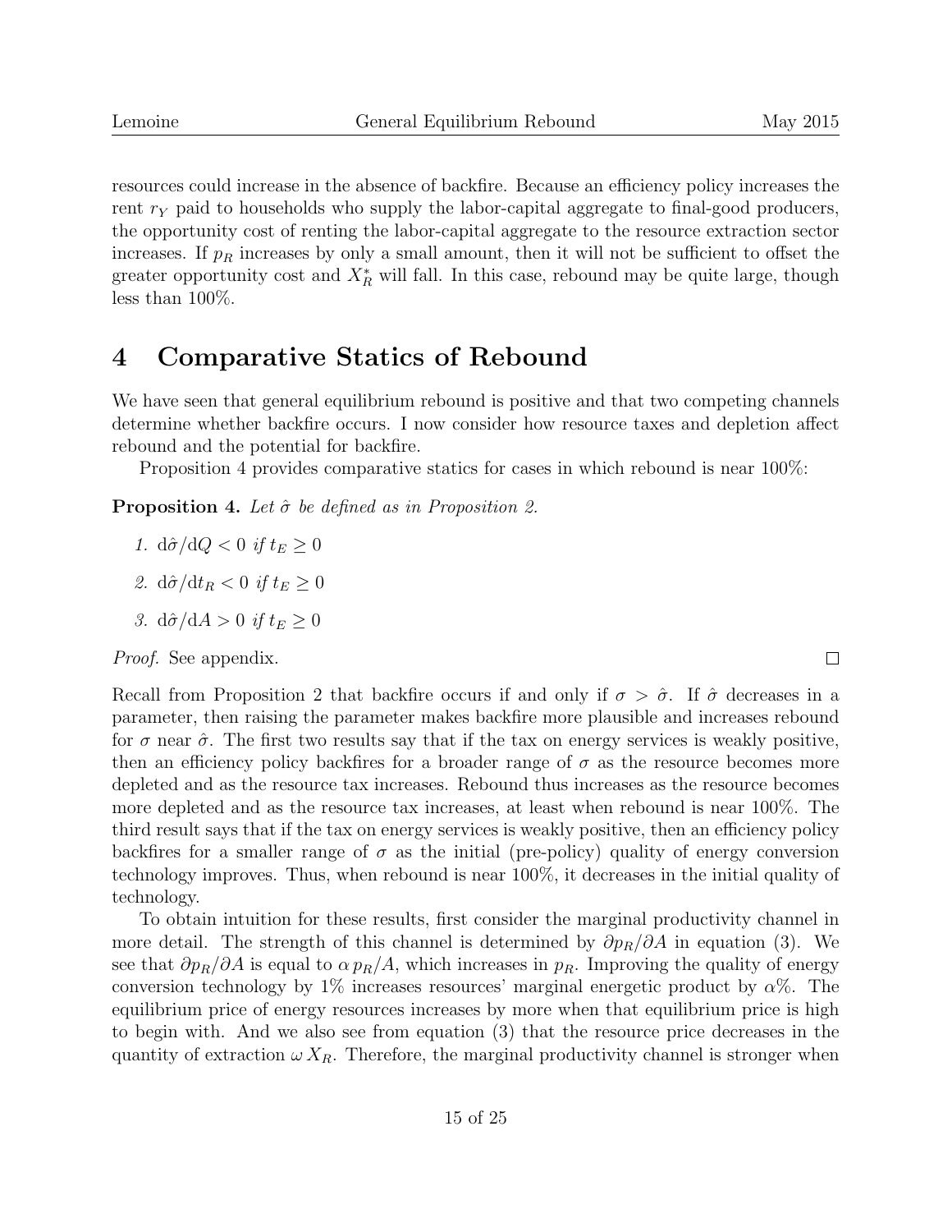resources could increase in the absence of backfire. Because an efficiency policy increases the rent $r_Y$ paid to households who supply the labor-capital aggregate to final-good producers, the opportunity cost of renting the labor-capital aggregate to the resource extraction sector increases. If $p_R$ increases by only a small amount, then it will not be sufficient to offset the greater opportunity cost and $X_R^*$ will fall. In this case, rebound may be quite large, though less than 100%.

# 4 Comparative Statics of Rebound

We have seen that general equilibrium rebound is positive and that two competing channels determine whether backfire occurs. I now consider how resource taxes and depletion affect rebound and the potential for backfire.

Proposition 4 provides comparative statics for cases in which rebound is near 100%:

**Proposition 4.** *Let $\hat{\sigma}$ be defined as in Proposition 2.*

1. $\mathrm{d}\hat{\sigma}/\mathrm{d}Q < 0$ *if* $t_E \geq 0$
2. $\mathrm{d}\hat{\sigma}/\mathrm{d}t_R < 0$ *if* $t_E \geq 0$
3. $\mathrm{d}\hat{\sigma}/\mathrm{d}A > 0$ *if* $t_E \geq 0$

*Proof.* See appendix. □

Recall from Proposition 2 that backfire occurs if and only if $\sigma > \hat{\sigma}$. If $\hat{\sigma}$ decreases in a parameter, then raising the parameter makes backfire more plausible and increases rebound for $\sigma$ near $\hat{\sigma}$. The first two results say that if the tax on energy services is weakly positive, then an efficiency policy backfires for a broader range of $\sigma$ as the resource becomes more depleted and as the resource tax increases. Rebound thus increases as the resource becomes more depleted and as the resource tax increases, at least when rebound is near 100%. The third result says that if the tax on energy services is weakly positive, then an efficiency policy backfires for a smaller range of $\sigma$ as the initial (pre-policy) quality of energy conversion technology improves. Thus, when rebound is near 100%, it decreases in the initial quality of technology.

To obtain intuition for these results, first consider the marginal productivity channel in more detail. The strength of this channel is determined by $\partial p_R/\partial A$ in equation (3). We see that $\partial p_R/\partial A$ is equal to $\alpha\, p_R/A$, which increases in $p_R$. Improving the quality of energy conversion technology by 1% increases resources' marginal energetic product by $\alpha$%. The equilibrium price of energy resources increases by more when that equilibrium price is high to begin with. And we also see from equation (3) that the resource price decreases in the quantity of extraction $\omega\, X_R$. Therefore, the marginal productivity channel is stronger when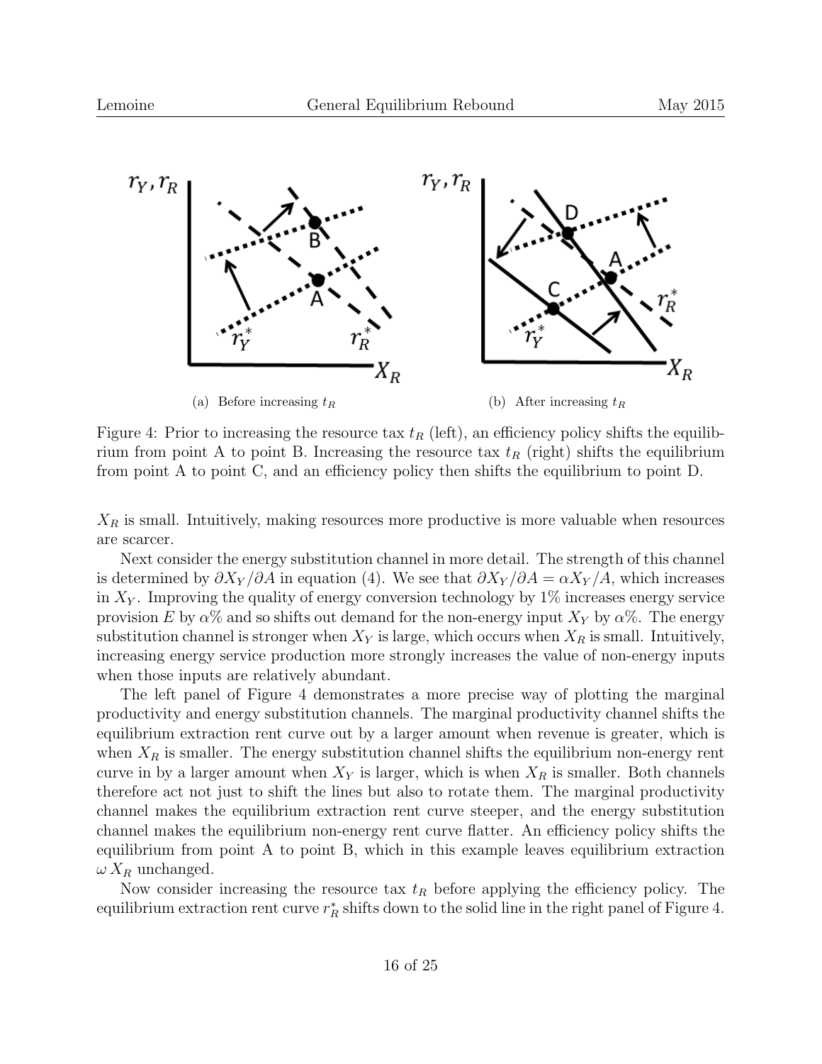(a) Before increasing $t_R$

(b) After increasing $t_R$

Figure 4: Prior to increasing the resource tax $t_R$ (left), an efficiency policy shifts the equilibrium from point A to point B. Increasing the resource tax $t_R$ (right) shifts the equilibrium from point A to point C, and an efficiency policy then shifts the equilibrium to point D.

$X_R$ is small. Intuitively, making resources more productive is more valuable when resources are scarcer.

Next consider the energy substitution channel in more detail. The strength of this channel is determined by $\partial X_Y / \partial A$ in equation (4). We see that $\partial X_Y / \partial A = \alpha X_Y / A$, which increases in $X_Y$. Improving the quality of energy conversion technology by 1% increases energy service provision $E$ by $\alpha$% and so shifts out demand for the non-energy input $X_Y$ by $\alpha$%. The energy substitution channel is stronger when $X_Y$ is large, which occurs when $X_R$ is small. Intuitively, increasing energy service production more strongly increases the value of non-energy inputs when those inputs are relatively abundant.

The left panel of Figure 4 demonstrates a more precise way of plotting the marginal productivity and energy substitution channels. The marginal productivity channel shifts the equilibrium extraction rent curve out by a larger amount when revenue is greater, which is when $X_R$ is smaller. The energy substitution channel shifts the equilibrium non-energy rent curve in by a larger amount when $X_Y$ is larger, which is when $X_R$ is smaller. Both channels therefore act not just to shift the lines but also to rotate them. The marginal productivity channel makes the equilibrium extraction rent curve steeper, and the energy substitution channel makes the equilibrium non-energy rent curve flatter. An efficiency policy shifts the equilibrium from point A to point B, which in this example leaves equilibrium extraction $\omega X_R$ unchanged.

Now consider increasing the resource tax $t_R$ before applying the efficiency policy. The equilibrium extraction rent curve $r_R^*$ shifts down to the solid line in the right panel of Figure 4.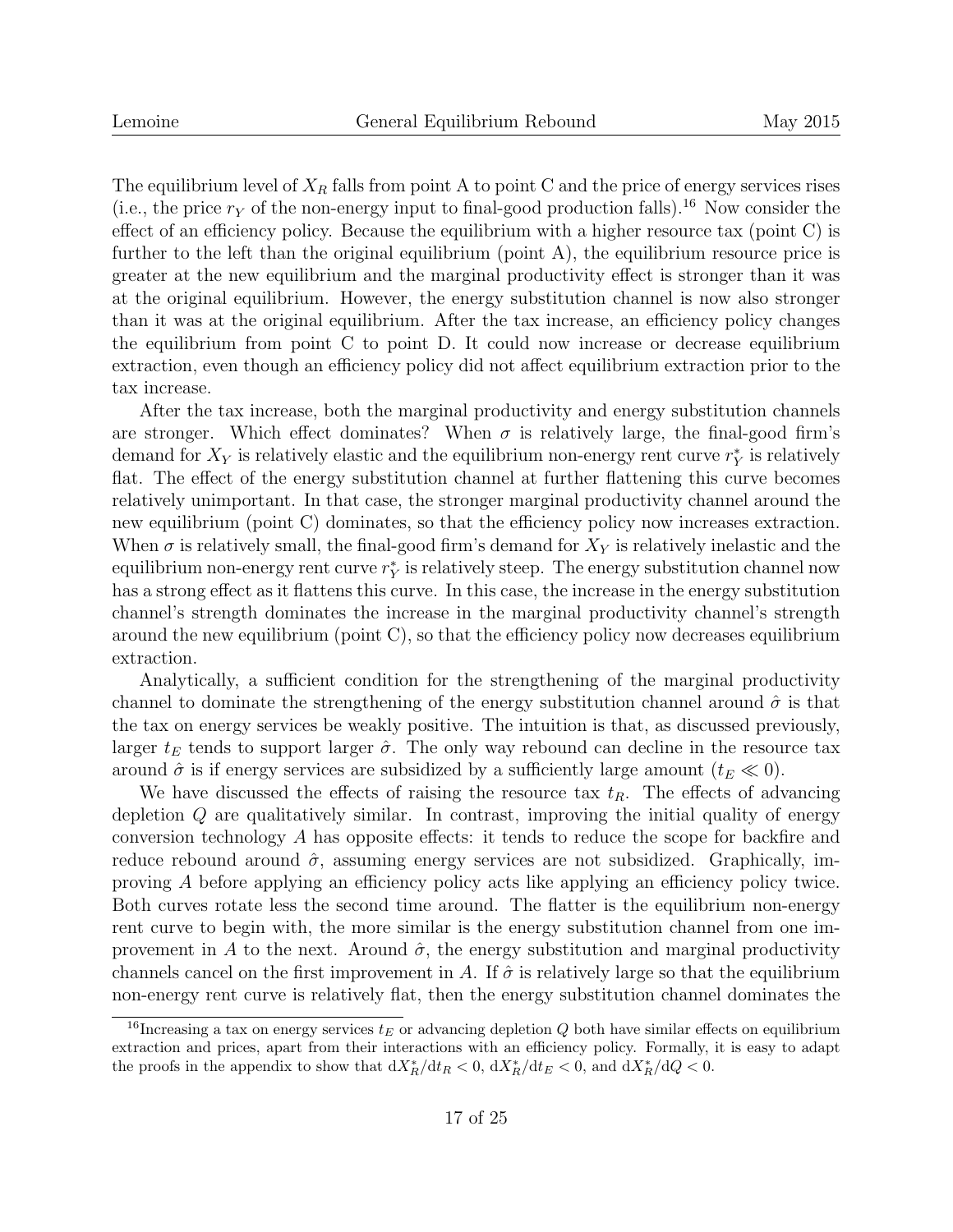The equilibrium level of $X_R$ falls from point A to point C and the price of energy services rises (i.e., the price $r_Y$ of the non-energy input to final-good production falls).[16] Now consider the effect of an efficiency policy. Because the equilibrium with a higher resource tax (point C) is further to the left than the original equilibrium (point A), the equilibrium resource price is greater at the new equilibrium and the marginal productivity effect is stronger than it was at the original equilibrium. However, the energy substitution channel is now also stronger than it was at the original equilibrium. After the tax increase, an efficiency policy changes the equilibrium from point C to point D. It could now increase or decrease equilibrium extraction, even though an efficiency policy did not affect equilibrium extraction prior to the tax increase.

After the tax increase, both the marginal productivity and energy substitution channels are stronger. Which effect dominates? When $\sigma$ is relatively large, the final-good firm's demand for $X_Y$ is relatively elastic and the equilibrium non-energy rent curve $r_Y^*$ is relatively flat. The effect of the energy substitution channel at further flattening this curve becomes relatively unimportant. In that case, the stronger marginal productivity channel around the new equilibrium (point C) dominates, so that the efficiency policy now increases extraction. When $\sigma$ is relatively small, the final-good firm's demand for $X_Y$ is relatively inelastic and the equilibrium non-energy rent curve $r_Y^*$ is relatively steep. The energy substitution channel now has a strong effect as it flattens this curve. In this case, the increase in the energy substitution channel's strength dominates the increase in the marginal productivity channel's strength around the new equilibrium (point C), so that the efficiency policy now decreases equilibrium extraction.

Analytically, a sufficient condition for the strengthening of the marginal productivity channel to dominate the strengthening of the energy substitution channel around $\hat{\sigma}$ is that the tax on energy services be weakly positive. The intuition is that, as discussed previously, larger $t_E$ tends to support larger $\hat{\sigma}$. The only way rebound can decline in the resource tax around $\hat{\sigma}$ is if energy services are subsidized by a sufficiently large amount ($t_E \ll 0$).

We have discussed the effects of raising the resource tax $t_R$. The effects of advancing depletion $Q$ are qualitatively similar. In contrast, improving the initial quality of energy conversion technology $A$ has opposite effects: it tends to reduce the scope for backfire and reduce rebound around $\hat{\sigma}$, assuming energy services are not subsidized. Graphically, improving $A$ before applying an efficiency policy acts like applying an efficiency policy twice. Both curves rotate less the second time around. The flatter is the equilibrium non-energy rent curve to begin with, the more similar is the energy substitution channel from one improvement in $A$ to the next. Around $\hat{\sigma}$, the energy substitution and marginal productivity channels cancel on the first improvement in $A$. If $\hat{\sigma}$ is relatively large so that the equilibrium non-energy rent curve is relatively flat, then the energy substitution channel dominates the

[16] Increasing a tax on energy services $t_E$ or advancing depletion $Q$ both have similar effects on equilibrium extraction and prices, apart from their interactions with an efficiency policy. Formally, it is easy to adapt the proofs in the appendix to show that $\mathrm{d}X_R^*/\mathrm{d}t_R < 0$, $\mathrm{d}X_R^*/\mathrm{d}t_E < 0$, and $\mathrm{d}X_R^*/\mathrm{d}Q < 0$.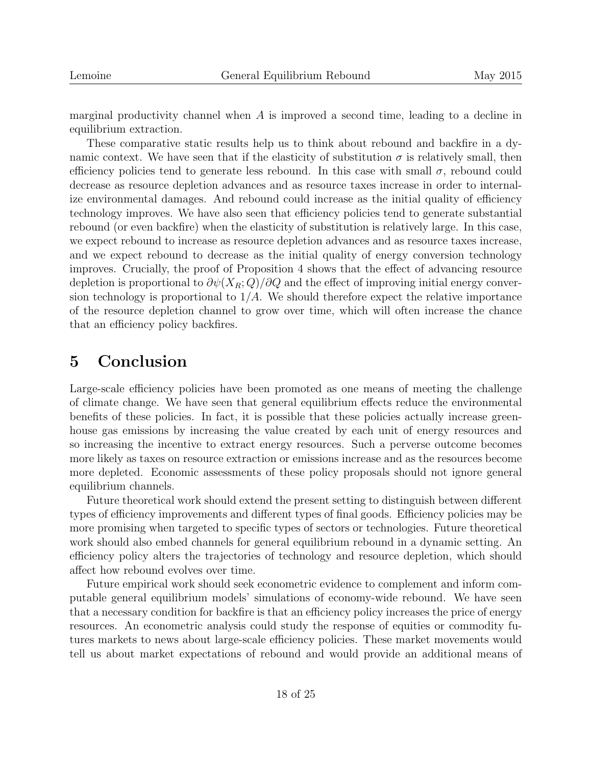marginal productivity channel when $A$ is improved a second time, leading to a decline in equilibrium extraction.

These comparative static results help us to think about rebound and backfire in a dynamic context. We have seen that if the elasticity of substitution $\sigma$ is relatively small, then efficiency policies tend to generate less rebound. In this case with small $\sigma$, rebound could decrease as resource depletion advances and as resource taxes increase in order to internalize environmental damages. And rebound could increase as the initial quality of efficiency technology improves. We have also seen that efficiency policies tend to generate substantial rebound (or even backfire) when the elasticity of substitution is relatively large. In this case, we expect rebound to increase as resource depletion advances and as resource taxes increase, and we expect rebound to decrease as the initial quality of energy conversion technology improves. Crucially, the proof of Proposition 4 shows that the effect of advancing resource depletion is proportional to $\partial \psi(X_R; Q)/\partial Q$ and the effect of improving initial energy conversion technology is proportional to $1/A$. We should therefore expect the relative importance of the resource depletion channel to grow over time, which will often increase the chance that an efficiency policy backfires.

# 5 Conclusion

Large-scale efficiency policies have been promoted as one means of meeting the challenge of climate change. We have seen that general equilibrium effects reduce the environmental benefits of these policies. In fact, it is possible that these policies actually increase greenhouse gas emissions by increasing the value created by each unit of energy resources and so increasing the incentive to extract energy resources. Such a perverse outcome becomes more likely as taxes on resource extraction or emissions increase and as the resources become more depleted. Economic assessments of these policy proposals should not ignore general equilibrium channels.

Future theoretical work should extend the present setting to distinguish between different types of efficiency improvements and different types of final goods. Efficiency policies may be more promising when targeted to specific types of sectors or technologies. Future theoretical work should also embed channels for general equilibrium rebound in a dynamic setting. An efficiency policy alters the trajectories of technology and resource depletion, which should affect how rebound evolves over time.

Future empirical work should seek econometric evidence to complement and inform computable general equilibrium models' simulations of economy-wide rebound. We have seen that a necessary condition for backfire is that an efficiency policy increases the price of energy resources. An econometric analysis could study the response of equities or commodity futures markets to news about large-scale efficiency policies. These market movements would tell us about market expectations of rebound and would provide an additional means of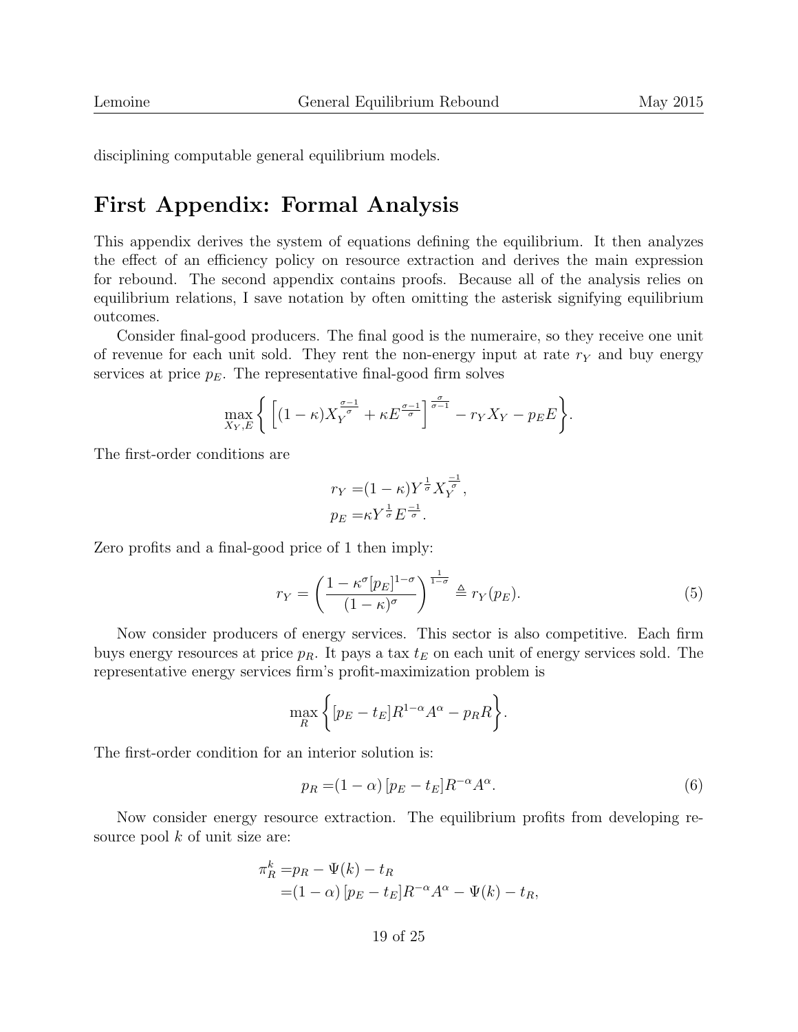disciplining computable general equilibrium models.

# First Appendix: Formal Analysis

This appendix derives the system of equations defining the equilibrium. It then analyzes the effect of an efficiency policy on resource extraction and derives the main expression for rebound. The second appendix contains proofs. Because all of the analysis relies on equilibrium relations, I save notation by often omitting the asterisk signifying equilibrium outcomes.

Consider final-good producers. The final good is the numeraire, so they receive one unit of revenue for each unit sold. They rent the non-energy input at rate $r_Y$ and buy energy services at price $p_E$. The representative final-good firm solves

$$\max_{X_Y, E} \left\{ \left[ (1-\kappa) X_Y^{\frac{\sigma-1}{\sigma}} + \kappa E^{\frac{\sigma-1}{\sigma}} \right]^{\frac{\sigma}{\sigma-1}} - r_Y X_Y - p_E E \right\}.$$

The first-order conditions are

$$\begin{aligned} r_Y =& (1-\kappa) Y^{\frac{1}{\sigma}} X_Y^{\frac{-1}{\sigma}}, \\ p_E =& \kappa Y^{\frac{1}{\sigma}} E^{\frac{-1}{\sigma}}. \end{aligned}$$

Zero profits and a final-good price of 1 then imply:

$$r_Y = \left( \frac{1 - \kappa^{\sigma} [p_E]^{1-\sigma}}{(1-\kappa)^{\sigma}} \right)^{\frac{1}{1-\sigma}} \triangleq r_Y(p_E). \tag{5}$$

Now consider producers of energy services. This sector is also competitive. Each firm buys energy resources at price $p_R$. It pays a tax $t_E$ on each unit of energy services sold. The representative energy services firm's profit-maximization problem is

$$\max_{R} \left\{ [p_E - t_E] R^{1-\alpha} A^{\alpha} - p_R R \right\}.$$

The first-order condition for an interior solution is:

$$p_R = (1-\alpha) [p_E - t_E] R^{-\alpha} A^{\alpha}. \tag{6}$$

Now consider energy resource extraction. The equilibrium profits from developing resource pool $k$ of unit size are:

$$\begin{aligned} \pi_R^k =& p_R - \Psi(k) - t_R \\ =& (1-\alpha) [p_E - t_E] R^{-\alpha} A^{\alpha} - \Psi(k) - t_R, \end{aligned}$$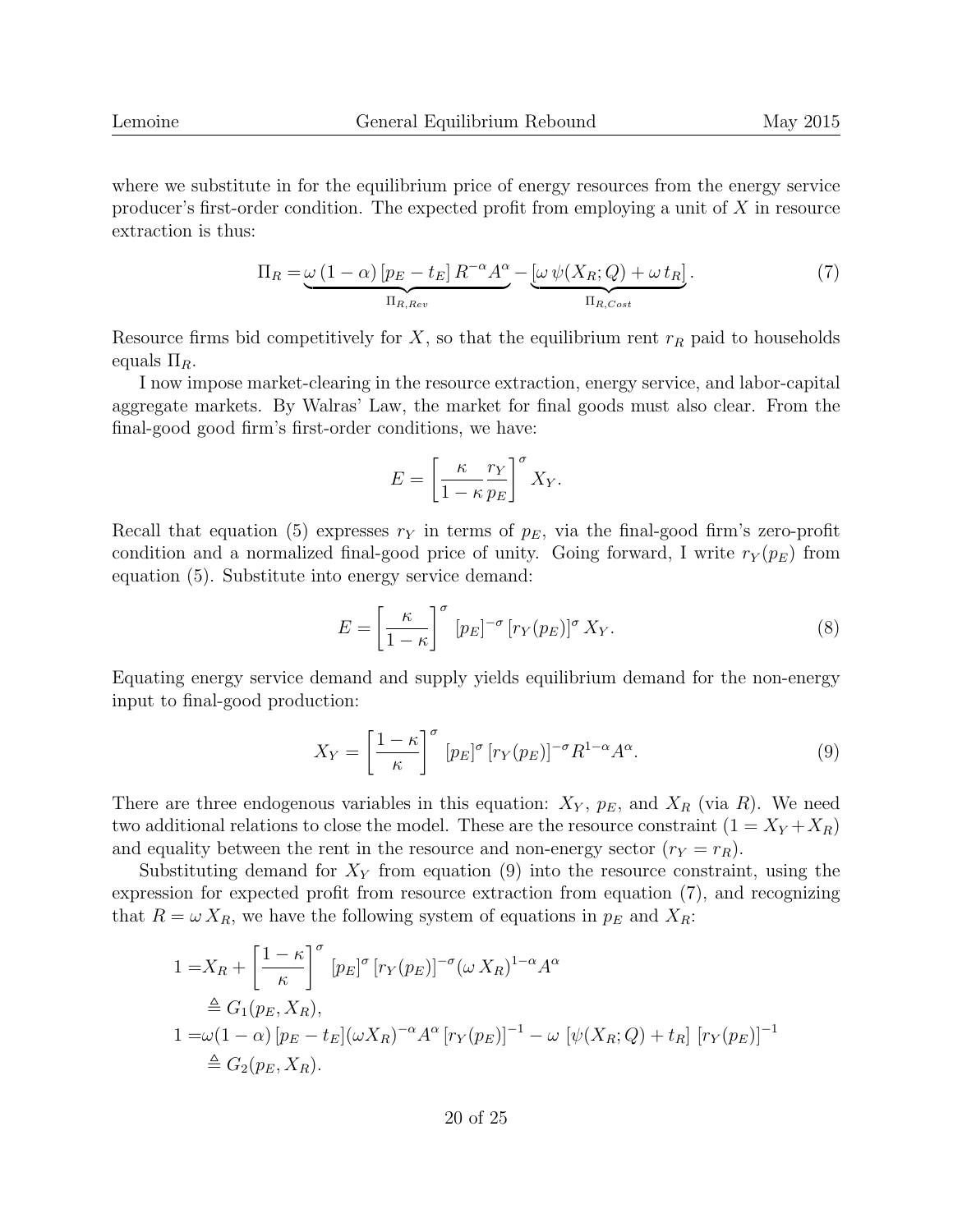where we substitute in for the equilibrium price of energy resources from the energy service producer's first-order condition. The expected profit from employing a unit of $X$ in resource extraction is thus:

$$\Pi_R = \underbrace{\omega\,(1-\alpha)\,[p_E - t_E]\,R^{-\alpha}A^{\alpha}}_{\Pi_{R,Rev}} - \underbrace{[\omega\,\psi(X_R;Q) + \omega\,t_R]}_{\Pi_{R,Cost}}. \tag{7}$$

Resource firms bid competitively for $X$, so that the equilibrium rent $r_R$ paid to households equals $\Pi_R$.

I now impose market-clearing in the resource extraction, energy service, and labor-capital aggregate markets. By Walras' Law, the market for final goods must also clear. From the final-good good firm's first-order conditions, we have:

$$E = \left[\frac{\kappa}{1-\kappa}\frac{r_Y}{p_E}\right]^{\sigma} X_Y.$$

Recall that equation (5) expresses $r_Y$ in terms of $p_E$, via the final-good firm's zero-profit condition and a normalized final-good price of unity. Going forward, I write $r_Y(p_E)$ from equation (5). Substitute into energy service demand:

$$E = \left[\frac{\kappa}{1-\kappa}\right]^{\sigma} [p_E]^{-\sigma}\,[r_Y(p_E)]^{\sigma}\,X_Y. \tag{8}$$

Equating energy service demand and supply yields equilibrium demand for the non-energy input to final-good production:

$$X_Y = \left[\frac{1-\kappa}{\kappa}\right]^{\sigma} [p_E]^{\sigma}\,[r_Y(p_E)]^{-\sigma} R^{1-\alpha}A^{\alpha}. \tag{9}$$

There are three endogenous variables in this equation: $X_Y$, $p_E$, and $X_R$ (via $R$). We need two additional relations to close the model. These are the resource constraint ($1 = X_Y + X_R$) and equality between the rent in the resource and non-energy sector ($r_Y = r_R$).

Substituting demand for $X_Y$ from equation (9) into the resource constraint, using the expression for expected profit from resource extraction from equation (7), and recognizing that $R = \omega\,X_R$, we have the following system of equations in $p_E$ and $X_R$:

$$\begin{aligned}
1 =& X_R + \left[\frac{1-\kappa}{\kappa}\right]^{\sigma} [p_E]^{\sigma}\,[r_Y(p_E)]^{-\sigma}(\omega\,X_R)^{1-\alpha}A^{\alpha} \\
\triangleq& \; G_1(p_E, X_R), \\
1 =& \omega(1-\alpha)\,[p_E - t_E](\omega X_R)^{-\alpha}A^{\alpha}\,[r_Y(p_E)]^{-1} - \omega\,[\psi(X_R;Q) + t_R]\,[r_Y(p_E)]^{-1} \\
\triangleq& \; G_2(p_E, X_R).
\end{aligned}$$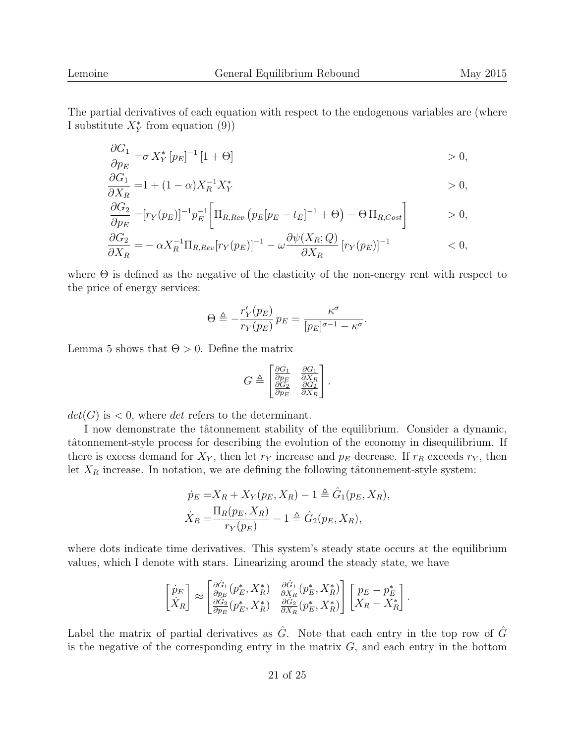The partial derivatives of each equation with respect to the endogenous variables are (where I substitute $X_Y^*$ from equation (9))

$$
\begin{aligned}
\frac{\partial G_1}{\partial p_E} =& \sigma \, X_Y^* \, [p_E]^{-1} \, [1+\Theta] && > 0, \\
\frac{\partial G_1}{\partial X_R} =& 1 + (1-\alpha) X_R^{-1} X_Y^* && > 0, \\
\frac{\partial G_2}{\partial p_E} =& [r_Y(p_E)]^{-1} p_E^{-1} \left[ \Pi_{R,Rev} \left( p_E [p_E - t_E]^{-1} + \Theta \right) - \Theta \, \Pi_{R,Cost} \right] && > 0, \\
\frac{\partial G_2}{\partial X_R} =& -\alpha X_R^{-1} \Pi_{R,Rev} [r_Y(p_E)]^{-1} - \omega \frac{\partial \psi(X_R; Q)}{\partial X_R} \, [r_Y(p_E)]^{-1} && < 0,
\end{aligned}
$$

where $\Theta$ is defined as the negative of the elasticity of the non-energy rent with respect to the price of energy services:

$$
\Theta \triangleq -\frac{r_Y'(p_E)}{r_Y(p_E)} \, p_E = \frac{\kappa^\sigma}{[p_E]^{\sigma-1} - \kappa^\sigma}.
$$

Lemma 5 shows that $\Theta > 0$. Define the matrix

$$
G \triangleq \begin{bmatrix} \frac{\partial G_1}{\partial p_E} & \frac{\partial G_1}{\partial X_R} \\ \frac{\partial G_2}{\partial p_E} & \frac{\partial G_2}{\partial X_R} \end{bmatrix}.
$$

$det(G)$ is $< 0$, where *det* refers to the determinant.

I now demonstrate the tâtonnement stability of the equilibrium. Consider a dynamic, tâtonnement-style process for describing the evolution of the economy in disequilibrium. If there is excess demand for $X_Y$, then let $r_Y$ increase and $p_E$ decrease. If $r_R$ exceeds $r_Y$, then let $X_R$ increase. In notation, we are defining the following tâtonnement-style system:

$$
\begin{aligned}
\dot{p}_E =& X_R + X_Y(p_E, X_R) - 1 \triangleq \hat{G}_1(p_E, X_R), \\
\dot{X}_R =& \frac{\Pi_R(p_E, X_R)}{r_Y(p_E)} - 1 \triangleq \hat{G}_2(p_E, X_R),
\end{aligned}
$$

where dots indicate time derivatives. This system's steady state occurs at the equilibrium values, which I denote with stars. Linearizing around the steady state, we have

$$
\begin{bmatrix} \dot{p}_E \\ \dot{X}_R \end{bmatrix} \approx \begin{bmatrix} \frac{\partial \hat{G}_1}{\partial p_E}(p_E^*, X_R^*) & \frac{\partial \hat{G}_1}{\partial X_R}(p_E^*, X_R^*) \\ \frac{\partial \hat{G}_2}{\partial p_E}(p_E^*, X_R^*) & \frac{\partial \hat{G}_2}{\partial X_R}(p_E^*, X_R^*) \end{bmatrix} \begin{bmatrix} p_E - p_E^* \\ X_R - X_R^* \end{bmatrix}.
$$

Label the matrix of partial derivatives as $\hat{G}$. Note that each entry in the top row of $\hat{G}$ is the negative of the corresponding entry in the matrix $G$, and each entry in the bottom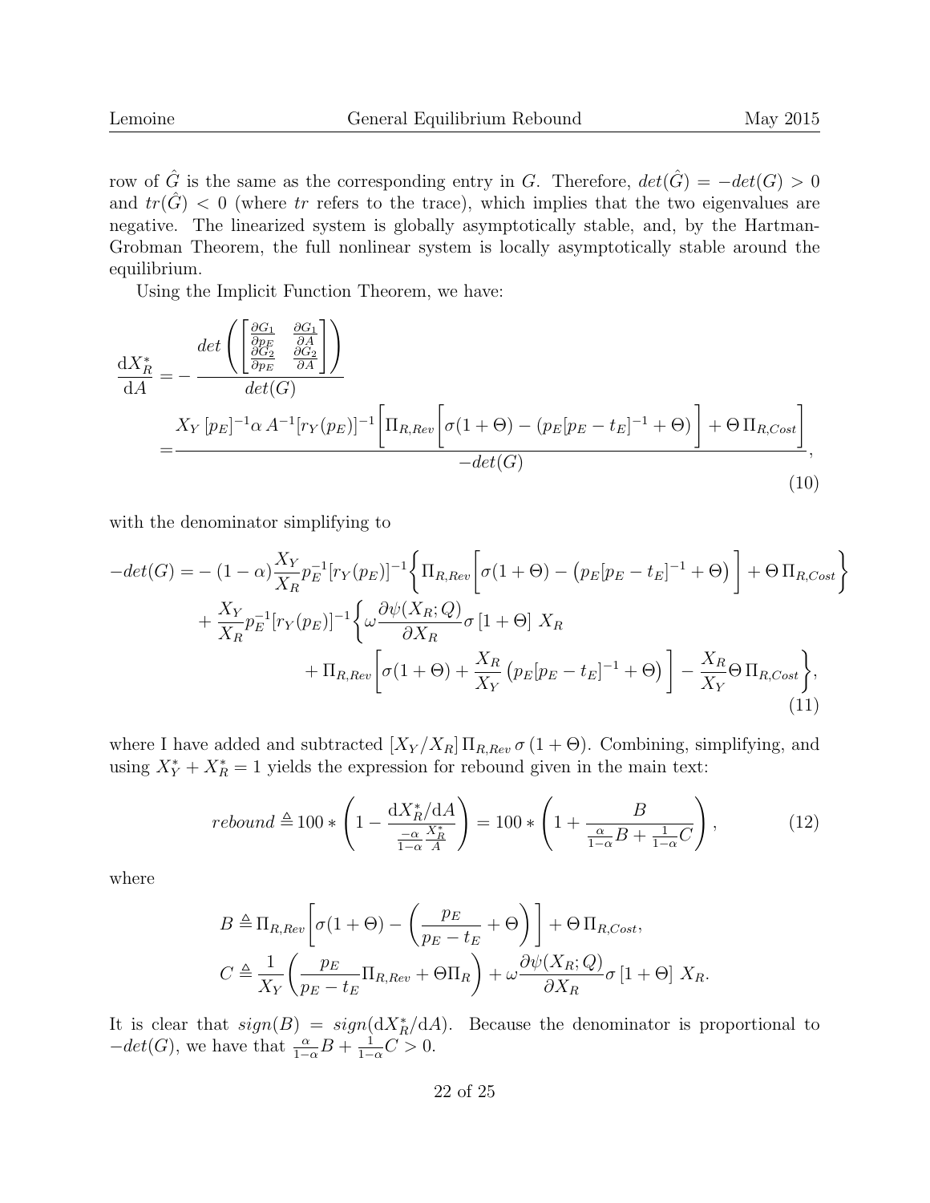row of $\hat{G}$ is the same as the corresponding entry in $G$. Therefore, $det(\hat{G}) = -det(G) > 0$ and $tr(\hat{G}) < 0$ (where $tr$ refers to the trace), which implies that the two eigenvalues are negative. The linearized system is globally asymptotically stable, and, by the Hartman-Grobman Theorem, the full nonlinear system is locally asymptotically stable around the equilibrium.

Using the Implicit Function Theorem, we have:

$$
\begin{aligned}
\frac{\mathrm{d}X_R^*}{\mathrm{d}A} &= -\frac{det\left(\begin{bmatrix} \frac{\partial G_1}{\partial p_E} & \frac{\partial G_1}{\partial A} \\ \frac{\partial G_2}{\partial p_E} & \frac{\partial G_2}{\partial A} \end{bmatrix}\right)}{det(G)} \\
&= \frac{X_Y\,[p_E]^{-1}\alpha\,A^{-1}[r_Y(p_E)]^{-1}\left[\Pi_{R,Rev}\left[\sigma(1+\Theta) - (p_E[p_E - t_E]^{-1} + \Theta)\right] + \Theta\,\Pi_{R,Cost}\right]}{-det(G)},
\end{aligned} \tag{10}
$$

with the denominator simplifying to

$$
\begin{aligned}
-det(G) = &-(1-\alpha)\frac{X_Y}{X_R}p_E^{-1}[r_Y(p_E)]^{-1}\left\{\Pi_{R,Rev}\left[\sigma(1+\Theta) - \left(p_E[p_E-t_E]^{-1}+\Theta\right)\right] + \Theta\,\Pi_{R,Cost}\right\} \\
&+ \frac{X_Y}{X_R}p_E^{-1}[r_Y(p_E)]^{-1}\left\{\omega\frac{\partial\psi(X_R;Q)}{\partial X_R}\sigma\,[1+\Theta]\;X_R\right. \\
&\qquad\left. + \Pi_{R,Rev}\left[\sigma(1+\Theta) + \frac{X_R}{X_Y}\left(p_E[p_E-t_E]^{-1}+\Theta\right)\right] - \frac{X_R}{X_Y}\Theta\,\Pi_{R,Cost}\right\},
\end{aligned} \tag{11}
$$

where I have added and subtracted $[X_Y/X_R]\,\Pi_{R,Rev}\,\sigma\,(1+\Theta)$. Combining, simplifying, and using $X_Y^* + X_R^* = 1$ yields the expression for rebound given in the main text:

$$
rebound \triangleq 100 * \left(1 - \frac{\mathrm{d}X_R^*/\mathrm{d}A}{\frac{-\alpha}{1-\alpha}\frac{X_R^*}{A}}\right) = 100 * \left(1 + \frac{B}{\frac{\alpha}{1-\alpha}B + \frac{1}{1-\alpha}C}\right), \tag{12}
$$

where

$$
\begin{aligned}
B &\triangleq \Pi_{R,Rev}\left[\sigma(1+\Theta) - \left(\frac{p_E}{p_E - t_E} + \Theta\right)\right] + \Theta\,\Pi_{R,Cost}, \\
C &\triangleq \frac{1}{X_Y}\left(\frac{p_E}{p_E - t_E}\Pi_{R,Rev} + \Theta\Pi_R\right) + \omega\frac{\partial\psi(X_R;Q)}{\partial X_R}\sigma\,[1+\Theta]\;X_R.
\end{aligned}
$$

It is clear that $sign(B) = sign(\mathrm{d}X_R^*/\mathrm{d}A)$. Because the denominator is proportional to $-det(G)$, we have that $\frac{\alpha}{1-\alpha}B + \frac{1}{1-\alpha}C > 0$.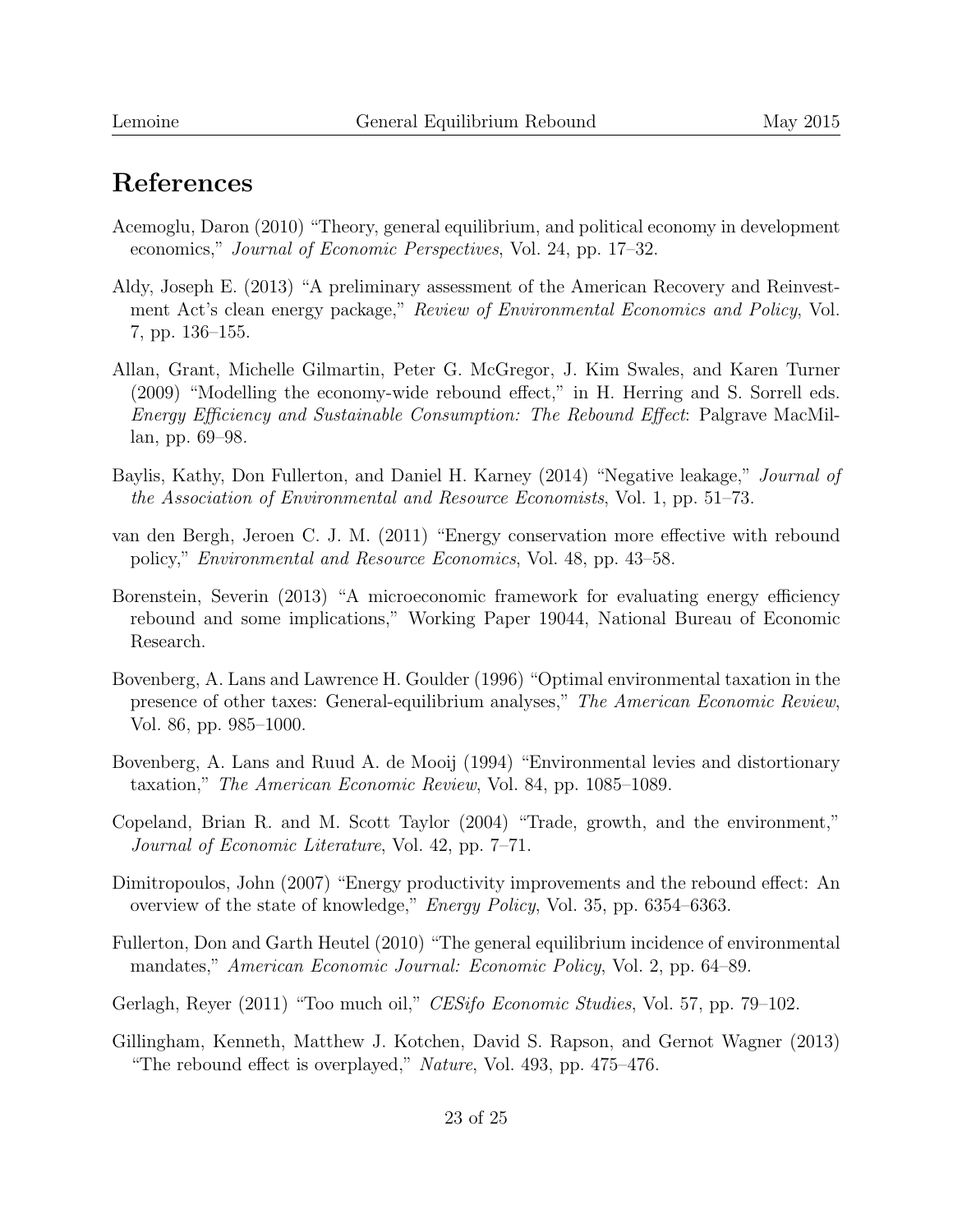# References

Acemoglu, Daron (2010) "Theory, general equilibrium, and political economy in development economics," *Journal of Economic Perspectives*, Vol. 24, pp. 17–32.

Aldy, Joseph E. (2013) "A preliminary assessment of the American Recovery and Reinvestment Act's clean energy package," *Review of Environmental Economics and Policy*, Vol. 7, pp. 136–155.

Allan, Grant, Michelle Gilmartin, Peter G. McGregor, J. Kim Swales, and Karen Turner (2009) "Modelling the economy-wide rebound effect," in H. Herring and S. Sorrell eds. *Energy Efficiency and Sustainable Consumption: The Rebound Effect*: Palgrave MacMillan, pp. 69–98.

Baylis, Kathy, Don Fullerton, and Daniel H. Karney (2014) "Negative leakage," *Journal of the Association of Environmental and Resource Economists*, Vol. 1, pp. 51–73.

van den Bergh, Jeroen C. J. M. (2011) "Energy conservation more effective with rebound policy," *Environmental and Resource Economics*, Vol. 48, pp. 43–58.

Borenstein, Severin (2013) "A microeconomic framework for evaluating energy efficiency rebound and some implications," Working Paper 19044, National Bureau of Economic Research.

Bovenberg, A. Lans and Lawrence H. Goulder (1996) "Optimal environmental taxation in the presence of other taxes: General-equilibrium analyses," *The American Economic Review*, Vol. 86, pp. 985–1000.

Bovenberg, A. Lans and Ruud A. de Mooij (1994) "Environmental levies and distortionary taxation," *The American Economic Review*, Vol. 84, pp. 1085–1089.

Copeland, Brian R. and M. Scott Taylor (2004) "Trade, growth, and the environment," *Journal of Economic Literature*, Vol. 42, pp. 7–71.

Dimitropoulos, John (2007) "Energy productivity improvements and the rebound effect: An overview of the state of knowledge," *Energy Policy*, Vol. 35, pp. 6354–6363.

Fullerton, Don and Garth Heutel (2010) "The general equilibrium incidence of environmental mandates," *American Economic Journal: Economic Policy*, Vol. 2, pp. 64–89.

Gerlagh, Reyer (2011) "Too much oil," *CESifo Economic Studies*, Vol. 57, pp. 79–102.

Gillingham, Kenneth, Matthew J. Kotchen, David S. Rapson, and Gernot Wagner (2013) "The rebound effect is overplayed," *Nature*, Vol. 493, pp. 475–476.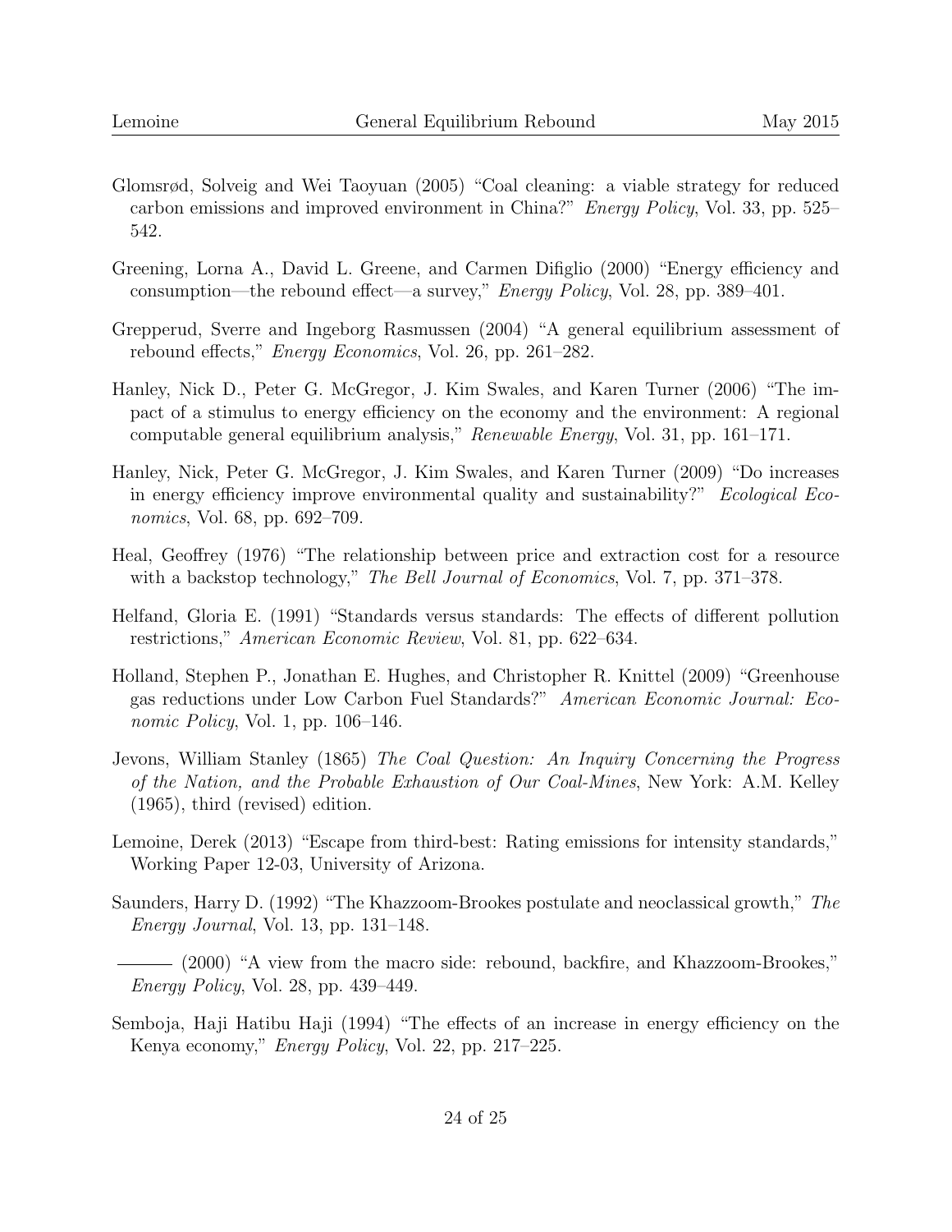Glomsrød, Solveig and Wei Taoyuan (2005) "Coal cleaning: a viable strategy for reduced carbon emissions and improved environment in China?" *Energy Policy*, Vol. 33, pp. 525–542.

Greening, Lorna A., David L. Greene, and Carmen Difiglio (2000) "Energy efficiency and consumption—the rebound effect—a survey," *Energy Policy*, Vol. 28, pp. 389–401.

Grepperud, Sverre and Ingeborg Rasmussen (2004) "A general equilibrium assessment of rebound effects," *Energy Economics*, Vol. 26, pp. 261–282.

Hanley, Nick D., Peter G. McGregor, J. Kim Swales, and Karen Turner (2006) "The impact of a stimulus to energy efficiency on the economy and the environment: A regional computable general equilibrium analysis," *Renewable Energy*, Vol. 31, pp. 161–171.

Hanley, Nick, Peter G. McGregor, J. Kim Swales, and Karen Turner (2009) "Do increases in energy efficiency improve environmental quality and sustainability?" *Ecological Economics*, Vol. 68, pp. 692–709.

Heal, Geoffrey (1976) "The relationship between price and extraction cost for a resource with a backstop technology," *The Bell Journal of Economics*, Vol. 7, pp. 371–378.

Helfand, Gloria E. (1991) "Standards versus standards: The effects of different pollution restrictions," *American Economic Review*, Vol. 81, pp. 622–634.

Holland, Stephen P., Jonathan E. Hughes, and Christopher R. Knittel (2009) "Greenhouse gas reductions under Low Carbon Fuel Standards?" *American Economic Journal: Economic Policy*, Vol. 1, pp. 106–146.

Jevons, William Stanley (1865) *The Coal Question: An Inquiry Concerning the Progress of the Nation, and the Probable Exhaustion of Our Coal-Mines*, New York: A.M. Kelley (1965), third (revised) edition.

Lemoine, Derek (2013) "Escape from third-best: Rating emissions for intensity standards," Working Paper 12-03, University of Arizona.

Saunders, Harry D. (1992) "The Khazzoom-Brookes postulate and neoclassical growth," *The Energy Journal*, Vol. 13, pp. 131–148.

——— (2000) "A view from the macro side: rebound, backfire, and Khazzoom-Brookes," *Energy Policy*, Vol. 28, pp. 439–449.

Semboja, Haji Hatibu Haji (1994) "The effects of an increase in energy efficiency on the Kenya economy," *Energy Policy*, Vol. 22, pp. 217–225.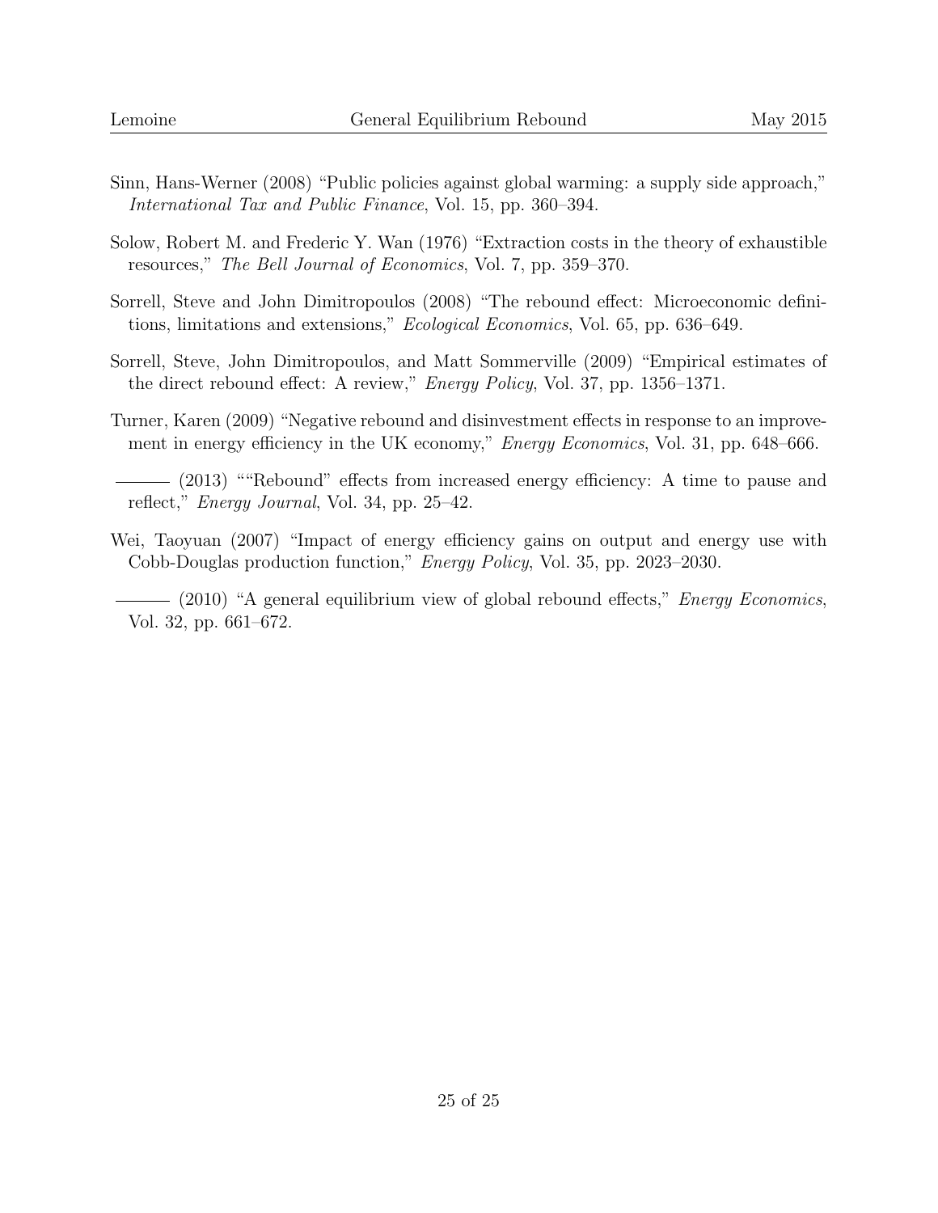Sinn, Hans-Werner (2008) "Public policies against global warming: a supply side approach," *International Tax and Public Finance*, Vol. 15, pp. 360–394.

Solow, Robert M. and Frederic Y. Wan (1976) "Extraction costs in the theory of exhaustible resources," *The Bell Journal of Economics*, Vol. 7, pp. 359–370.

Sorrell, Steve and John Dimitropoulos (2008) "The rebound effect: Microeconomic definitions, limitations and extensions," *Ecological Economics*, Vol. 65, pp. 636–649.

Sorrell, Steve, John Dimitropoulos, and Matt Sommerville (2009) "Empirical estimates of the direct rebound effect: A review," *Energy Policy*, Vol. 37, pp. 1356–1371.

Turner, Karen (2009) "Negative rebound and disinvestment effects in response to an improvement in energy efficiency in the UK economy," *Energy Economics*, Vol. 31, pp. 648–666.

——— (2013) ""Rebound" effects from increased energy efficiency: A time to pause and reflect," *Energy Journal*, Vol. 34, pp. 25–42.

Wei, Taoyuan (2007) "Impact of energy efficiency gains on output and energy use with Cobb-Douglas production function," *Energy Policy*, Vol. 35, pp. 2023–2030.

——— (2010) "A general equilibrium view of global rebound effects," *Energy Economics*, Vol. 32, pp. 661–672.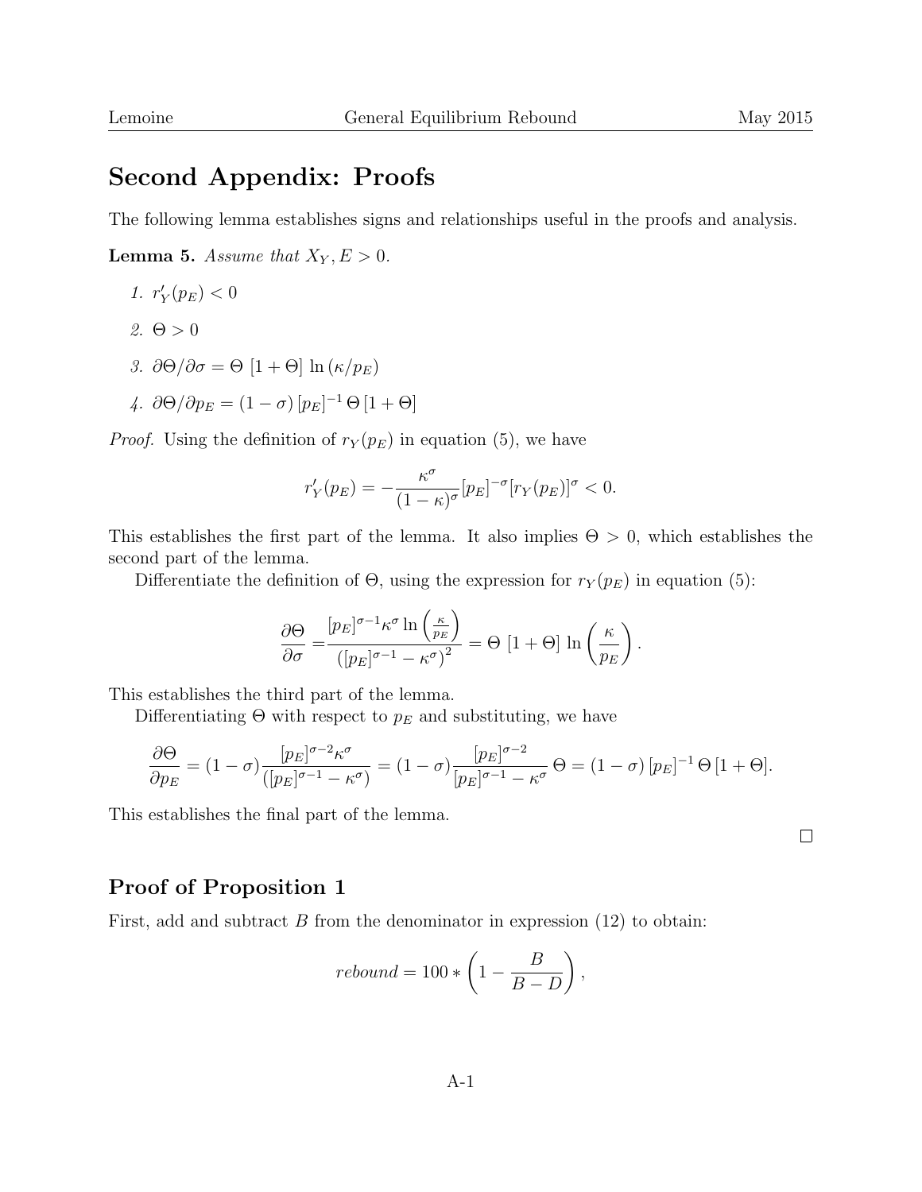# Second Appendix: Proofs

The following lemma establishes signs and relationships useful in the proofs and analysis.

**Lemma 5.** *Assume that $X_Y, E > 0$.*

1. $r_Y'(p_E) < 0$
2. $\Theta > 0$
3. $\partial\Theta/\partial\sigma = \Theta\,[1+\Theta]\,\ln\left(\kappa/p_E\right)$
4. $\partial\Theta/\partial p_E = (1-\sigma)\,[p_E]^{-1}\,\Theta\,[1+\Theta]$

*Proof.* Using the definition of $r_Y(p_E)$ in equation (5), we have

$$r_Y'(p_E) = -\frac{\kappa^\sigma}{(1-\kappa)^\sigma}[p_E]^{-\sigma}[r_Y(p_E)]^\sigma < 0.$$

This establishes the first part of the lemma. It also implies $\Theta > 0$, which establishes the second part of the lemma.

Differentiate the definition of $\Theta$, using the expression for $r_Y(p_E)$ in equation (5):

$$\frac{\partial\Theta}{\partial\sigma} = \frac{[p_E]^{\sigma-1}\kappa^\sigma \ln\left(\frac{\kappa}{p_E}\right)}{\left([p_E]^{\sigma-1}-\kappa^\sigma\right)^2} = \Theta\,[1+\Theta]\,\ln\left(\frac{\kappa}{p_E}\right).$$

This establishes the third part of the lemma.

Differentiating $\Theta$ with respect to $p_E$ and substituting, we have

$$\frac{\partial\Theta}{\partial p_E} = (1-\sigma)\frac{[p_E]^{\sigma-2}\kappa^\sigma}{\left([p_E]^{\sigma-1}-\kappa^\sigma\right)} = (1-\sigma)\frac{[p_E]^{\sigma-2}}{[p_E]^{\sigma-1}-\kappa^\sigma}\,\Theta = (1-\sigma)\,[p_E]^{-1}\,\Theta\,[1+\Theta].$$

This establishes the final part of the lemma.

□

## Proof of Proposition 1

First, add and subtract $B$ from the denominator in expression (12) to obtain:

$$rebound = 100 * \left(1 - \frac{B}{B-D}\right),$$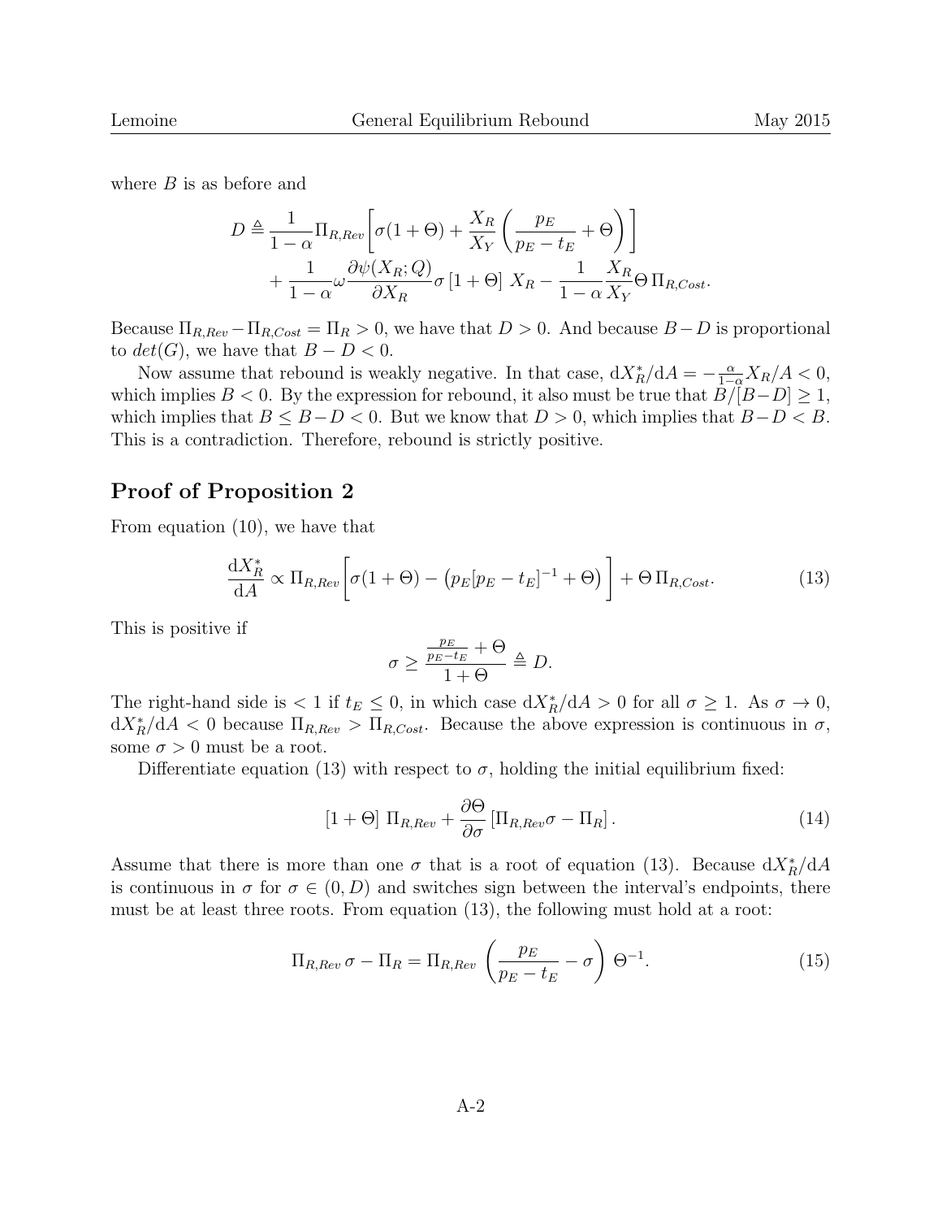where $B$ is as before and

$$D \triangleq \frac{1}{1-\alpha}\Pi_{R,Rev}\left[\sigma(1+\Theta) + \frac{X_R}{X_Y}\left(\frac{p_E}{p_E - t_E} + \Theta\right)\right] + \frac{1}{1-\alpha}\omega\frac{\partial\psi(X_R;Q)}{\partial X_R}\sigma\left[1+\Theta\right] X_R - \frac{1}{1-\alpha}\frac{X_R}{X_Y}\Theta\,\Pi_{R,Cost}.$$

Because $\Pi_{R,Rev} - \Pi_{R,Cost} = \Pi_R > 0$, we have that $D > 0$. And because $B - D$ is proportional to $det(G)$, we have that $B - D < 0$.

Now assume that rebound is weakly negative. In that case, $\mathrm{d}X_R^*/\mathrm{d}A = -\frac{\alpha}{1-\alpha}X_R/A < 0$, which implies $B < 0$. By the expression for rebound, it also must be true that $B/[B-D] \geq 1$, which implies that $B \leq B - D < 0$. But we know that $D > 0$, which implies that $B - D < B$. This is a contradiction. Therefore, rebound is strictly positive.

## Proof of Proposition 2

From equation (10), we have that

$$\frac{\mathrm{d}X_R^*}{\mathrm{d}A} \propto \Pi_{R,Rev}\left[\sigma(1+\Theta) - \left(p_E[p_E - t_E]^{-1} + \Theta\right)\right] + \Theta\,\Pi_{R,Cost}. \tag{13}$$

This is positive if

$$\sigma \geq \frac{\frac{p_E}{p_E - t_E} + \Theta}{1+\Theta} \triangleq D.$$

The right-hand side is $< 1$ if $t_E \leq 0$, in which case $\mathrm{d}X_R^*/\mathrm{d}A > 0$ for all $\sigma \geq 1$. As $\sigma \to 0$, $\mathrm{d}X_R^*/\mathrm{d}A < 0$ because $\Pi_{R,Rev} > \Pi_{R,Cost}$. Because the above expression is continuous in $\sigma$, some $\sigma > 0$ must be a root.

Differentiate equation (13) with respect to $\sigma$, holding the initial equilibrium fixed:

$$\left[1+\Theta\right]\,\Pi_{R,Rev} + \frac{\partial\Theta}{\partial\sigma}\left[\Pi_{R,Rev}\sigma - \Pi_R\right]. \tag{14}$$

Assume that there is more than one $\sigma$ that is a root of equation (13). Because $\mathrm{d}X_R^*/\mathrm{d}A$ is continuous in $\sigma$ for $\sigma \in (0, D)$ and switches sign between the interval's endpoints, there must be at least three roots. From equation (13), the following must hold at a root:

$$\Pi_{R,Rev}\,\sigma - \Pi_R = \Pi_{R,Rev}\,\left(\frac{p_E}{p_E - t_E} - \sigma\right)\Theta^{-1}. \tag{15}$$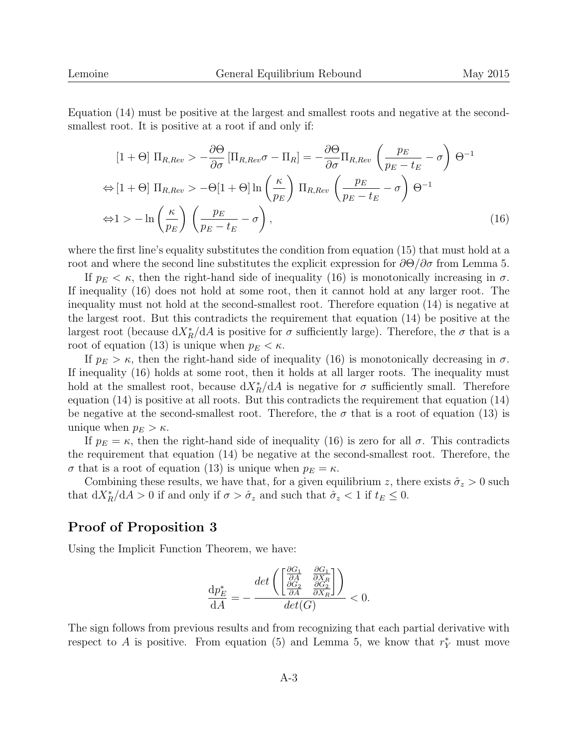Equation (14) must be positive at the largest and smallest roots and negative at the second-smallest root. It is positive at a root if and only if:

$$
\begin{aligned}
&[1+\Theta]\ \Pi_{R,Rev} > -\frac{\partial \Theta}{\partial \sigma}\left[\Pi_{R,Rev}\sigma - \Pi_R\right] = -\frac{\partial \Theta}{\partial \sigma}\Pi_{R,Rev}\ \left(\frac{p_E}{p_E - t_E} - \sigma\right)\ \Theta^{-1} \\
\Leftrightarrow &[1+\Theta]\ \Pi_{R,Rev} > -\Theta[1+\Theta]\ln\left(\frac{\kappa}{p_E}\right)\ \Pi_{R,Rev}\ \left(\frac{p_E}{p_E - t_E} - \sigma\right)\ \Theta^{-1} \\
\Leftrightarrow &1 > -\ln\left(\frac{\kappa}{p_E}\right)\ \left(\frac{p_E}{p_E - t_E} - \sigma\right),
\end{aligned}
\tag{16}
$$

where the first line's equality substitutes the condition from equation (15) that must hold at a root and where the second line substitutes the explicit expression for $\partial\Theta/\partial\sigma$ from Lemma 5.

If $p_E < \kappa$, then the right-hand side of inequality (16) is monotonically increasing in $\sigma$. If inequality (16) does not hold at some root, then it cannot hold at any larger root. The inequality must not hold at the second-smallest root. Therefore equation (14) is negative at the largest root. But this contradicts the requirement that equation (14) be positive at the largest root (because $\mathrm{d}X_R^*/\mathrm{d}A$ is positive for $\sigma$ sufficiently large). Therefore, the $\sigma$ that is a root of equation (13) is unique when $p_E < \kappa$.

If $p_E > \kappa$, then the right-hand side of inequality (16) is monotonically decreasing in $\sigma$. If inequality (16) holds at some root, then it holds at all larger roots. The inequality must hold at the smallest root, because $\mathrm{d}X_R^*/\mathrm{d}A$ is negative for $\sigma$ sufficiently small. Therefore equation (14) is positive at all roots. But this contradicts the requirement that equation (14) be negative at the second-smallest root. Therefore, the $\sigma$ that is a root of equation (13) is unique when $p_E > \kappa$.

If $p_E = \kappa$, then the right-hand side of inequality (16) is zero for all $\sigma$. This contradicts the requirement that equation (14) be negative at the second-smallest root. Therefore, the $\sigma$ that is a root of equation (13) is unique when $p_E = \kappa$.

Combining these results, we have that, for a given equilibrium $z$, there exists $\hat{\sigma}_z > 0$ such that $\mathrm{d}X_R^*/\mathrm{d}A > 0$ if and only if $\sigma > \hat{\sigma}_z$ and such that $\hat{\sigma}_z < 1$ if $t_E \leq 0$.

## Proof of Proposition 3

Using the Implicit Function Theorem, we have:

$$
\frac{\mathrm{d}p_E^*}{\mathrm{d}A} = -\frac{det\left(\begin{bmatrix}\frac{\partial G_1}{\partial A} & \frac{\partial G_1}{\partial X_R} \\ \frac{\partial G_2}{\partial A} & \frac{\partial G_2}{\partial X_R}\end{bmatrix}\right)}{det(G)} < 0.
$$

The sign follows from previous results and from recognizing that each partial derivative with respect to $A$ is positive. From equation (5) and Lemma 5, we know that $r_Y^*$ must move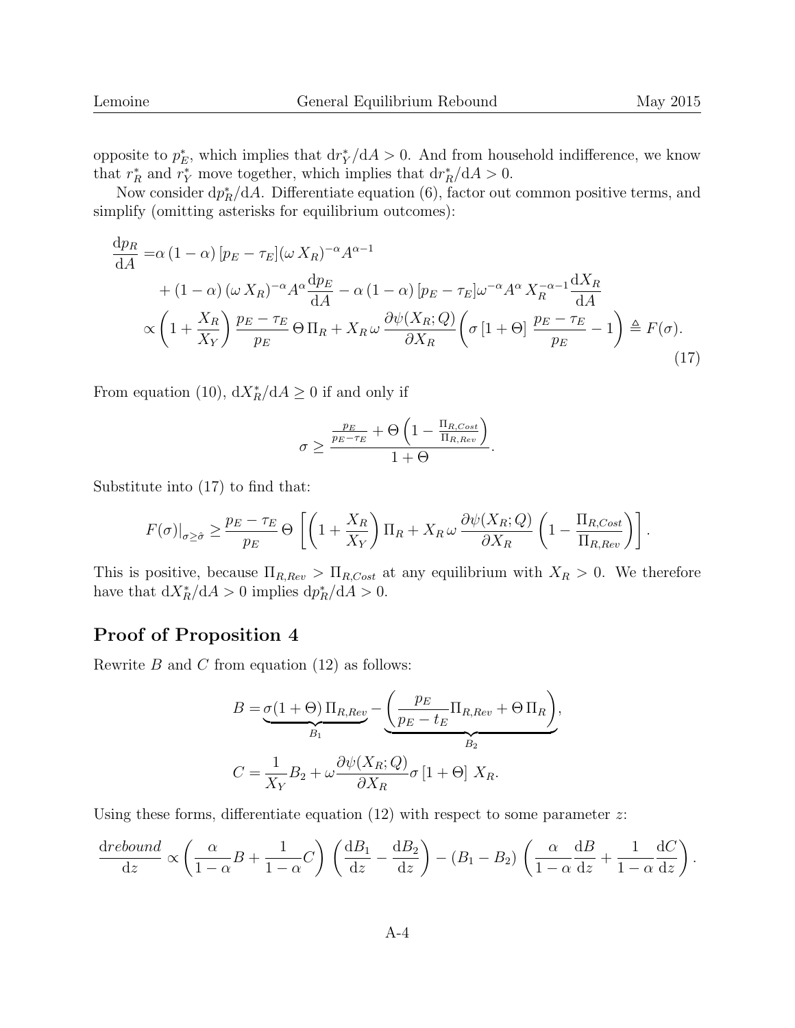opposite to $p_E^*$, which implies that $\mathrm{d}r_Y^*/\mathrm{d}A > 0$. And from household indifference, we know that $r_R^*$ and $r_Y^*$ move together, which implies that $\mathrm{d}r_R^*/\mathrm{d}A > 0$.

Now consider $\mathrm{d}p_R^*/\mathrm{d}A$. Differentiate equation (6), factor out common positive terms, and simplify (omitting asterisks for equilibrium outcomes):

$$
\begin{aligned}
\frac{\mathrm{d}p_R}{\mathrm{d}A} =& \alpha\,(1-\alpha)\,[p_E - \tau_E](\omega\, X_R)^{-\alpha} A^{\alpha-1} \\
&+ (1-\alpha)\,(\omega\, X_R)^{-\alpha} A^{\alpha} \frac{\mathrm{d}p_E}{\mathrm{d}A} - \alpha\,(1-\alpha)\,[p_E - \tau_E]\omega^{-\alpha} A^{\alpha}\, X_R^{-\alpha-1} \frac{\mathrm{d}X_R}{\mathrm{d}A} \\
\propto& \left(1 + \frac{X_R}{X_Y}\right) \frac{p_E - \tau_E}{p_E}\, \Theta\, \Pi_R + X_R\, \omega\, \frac{\partial \psi(X_R;Q)}{\partial X_R} \left(\sigma\,[1+\Theta]\, \frac{p_E - \tau_E}{p_E} - 1\right) \triangleq F(\sigma).
\end{aligned}
\tag{17}
$$

From equation (10), $\mathrm{d}X_R^*/\mathrm{d}A \geq 0$ if and only if

$$
\sigma \geq \frac{\frac{p_E}{p_E - \tau_E} + \Theta\left(1 - \frac{\Pi_{R,Cost}}{\Pi_{R,Rev}}\right)}{1 + \Theta}.
$$

Substitute into (17) to find that:

$$
F(\sigma)|_{\sigma \geq \hat{\sigma}} \geq \frac{p_E - \tau_E}{p_E}\, \Theta \left[\left(1 + \frac{X_R}{X_Y}\right) \Pi_R + X_R\, \omega\, \frac{\partial \psi(X_R;Q)}{\partial X_R} \left(1 - \frac{\Pi_{R,Cost}}{\Pi_{R,Rev}}\right)\right].
$$

This is positive, because $\Pi_{R,Rev} > \Pi_{R,Cost}$ at any equilibrium with $X_R > 0$. We therefore have that $\mathrm{d}X_R^*/\mathrm{d}A > 0$ implies $\mathrm{d}p_R^*/\mathrm{d}A > 0$.

## Proof of Proposition 4

Rewrite $B$ and $C$ from equation (12) as follows:

$$
B = \underbrace{\sigma(1+\Theta)\,\Pi_{R,Rev}}_{B_1} - \underbrace{\left(\frac{p_E}{p_E - t_E}\Pi_{R,Rev} + \Theta\,\Pi_R\right)}_{B_2},
$$

$$
C = \frac{1}{X_Y} B_2 + \omega \frac{\partial \psi(X_R;Q)}{\partial X_R} \sigma\,[1+\Theta]\, X_R.
$$

Using these forms, differentiate equation (12) with respect to some parameter $z$:

$$
\frac{\mathrm{d}rebound}{\mathrm{d}z} \propto \left(\frac{\alpha}{1-\alpha} B + \frac{1}{1-\alpha} C\right)\left(\frac{\mathrm{d}B_1}{\mathrm{d}z} - \frac{\mathrm{d}B_2}{\mathrm{d}z}\right) - (B_1 - B_2)\left(\frac{\alpha}{1-\alpha}\frac{\mathrm{d}B}{\mathrm{d}z} + \frac{1}{1-\alpha}\frac{\mathrm{d}C}{\mathrm{d}z}\right).
$$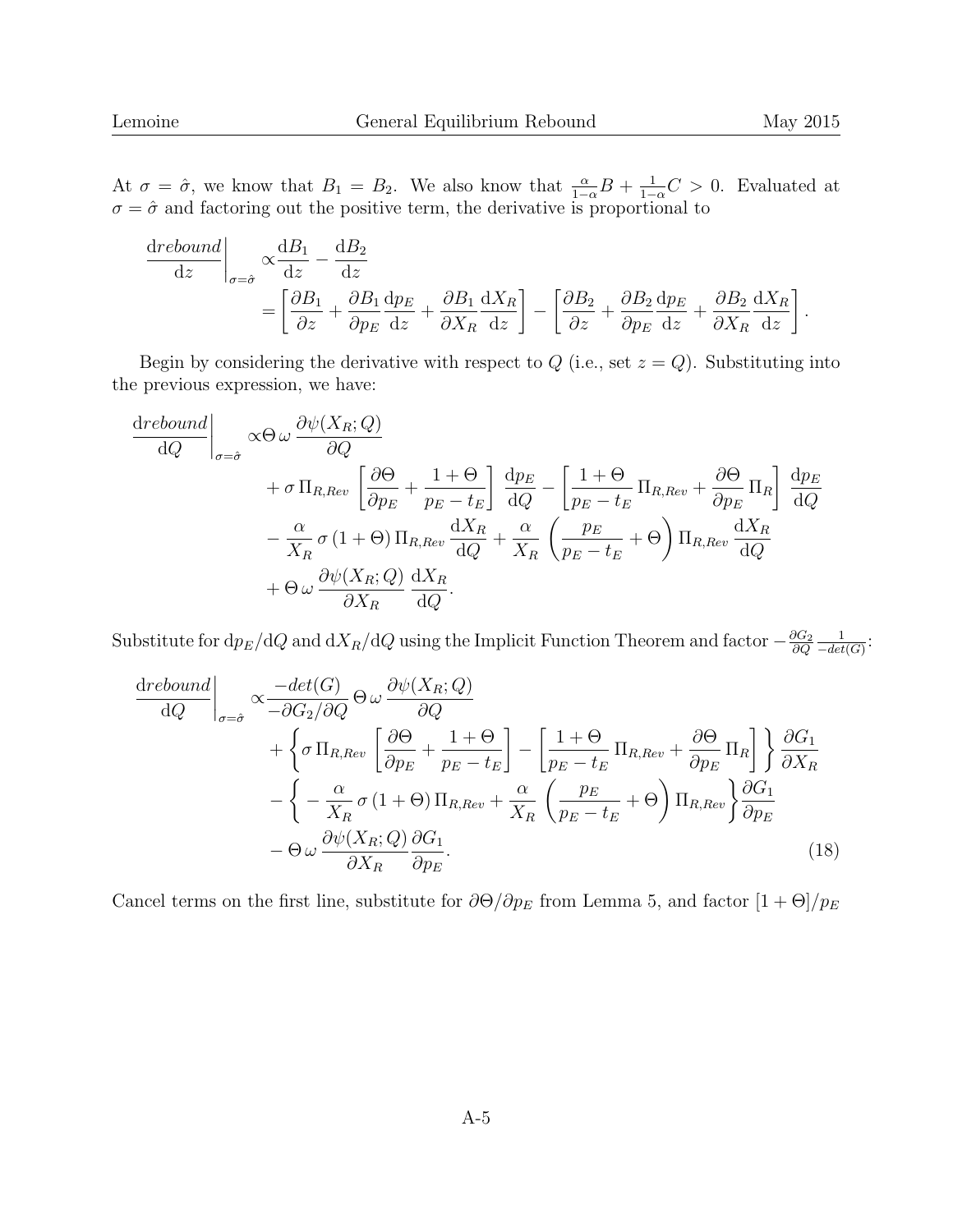At $\sigma = \hat{\sigma}$, we know that $B_1 = B_2$. We also know that $\frac{\alpha}{1-\alpha} B + \frac{1}{1-\alpha} C > 0$. Evaluated at $\sigma = \hat{\sigma}$ and factoring out the positive term, the derivative is proportional to

$$
\begin{aligned}
\left.\frac{\mathrm{d}rebound}{\mathrm{d}z}\right|_{\sigma=\hat{\sigma}} \propto & \frac{\mathrm{d}B_1}{\mathrm{d}z} - \frac{\mathrm{d}B_2}{\mathrm{d}z} \\
= & \left[\frac{\partial B_1}{\partial z} + \frac{\partial B_1}{\partial p_E}\frac{\mathrm{d}p_E}{\mathrm{d}z} + \frac{\partial B_1}{\partial X_R}\frac{\mathrm{d}X_R}{\mathrm{d}z}\right] - \left[\frac{\partial B_2}{\partial z} + \frac{\partial B_2}{\partial p_E}\frac{\mathrm{d}p_E}{\mathrm{d}z} + \frac{\partial B_2}{\partial X_R}\frac{\mathrm{d}X_R}{\mathrm{d}z}\right].
\end{aligned}
$$

Begin by considering the derivative with respect to $Q$ (i.e., set $z = Q$). Substituting into the previous expression, we have:

$$
\begin{aligned}
\left.\frac{\mathrm{d}rebound}{\mathrm{d}Q}\right|_{\sigma=\hat{\sigma}} \propto & \Theta\,\omega\,\frac{\partial \psi(X_R;Q)}{\partial Q} \\
& + \sigma\,\Pi_{R,Rev}\,\left[\frac{\partial \Theta}{\partial p_E} + \frac{1+\Theta}{p_E - t_E}\right]\,\frac{\mathrm{d}p_E}{\mathrm{d}Q} - \left[\frac{1+\Theta}{p_E - t_E}\,\Pi_{R,Rev} + \frac{\partial \Theta}{\partial p_E}\,\Pi_R\right]\,\frac{\mathrm{d}p_E}{\mathrm{d}Q} \\
& - \frac{\alpha}{X_R}\,\sigma\,(1+\Theta)\,\Pi_{R,Rev}\,\frac{\mathrm{d}X_R}{\mathrm{d}Q} + \frac{\alpha}{X_R}\,\left(\frac{p_E}{p_E - t_E} + \Theta\right)\Pi_{R,Rev}\,\frac{\mathrm{d}X_R}{\mathrm{d}Q} \\
& + \Theta\,\omega\,\frac{\partial \psi(X_R;Q)}{\partial X_R}\,\frac{\mathrm{d}X_R}{\mathrm{d}Q}.
\end{aligned}
$$

Substitute for $\mathrm{d}p_E/\mathrm{d}Q$ and $\mathrm{d}X_R/\mathrm{d}Q$ using the Implicit Function Theorem and factor $-\frac{\partial G_2}{\partial Q}\frac{1}{-det(G)}$:

$$
\begin{aligned}
\left.\frac{\mathrm{d}rebound}{\mathrm{d}Q}\right|_{\sigma=\hat{\sigma}} \propto & \frac{-det(G)}{-\partial G_2/\partial Q}\,\Theta\,\omega\,\frac{\partial \psi(X_R;Q)}{\partial Q} \\
& + \left\{\sigma\,\Pi_{R,Rev}\,\left[\frac{\partial \Theta}{\partial p_E} + \frac{1+\Theta}{p_E - t_E}\right] - \left[\frac{1+\Theta}{p_E - t_E}\,\Pi_{R,Rev} + \frac{\partial \Theta}{\partial p_E}\,\Pi_R\right]\right\}\frac{\partial G_1}{\partial X_R} \\
& - \left\{-\frac{\alpha}{X_R}\,\sigma\,(1+\Theta)\,\Pi_{R,Rev} + \frac{\alpha}{X_R}\,\left(\frac{p_E}{p_E - t_E} + \Theta\right)\Pi_{R,Rev}\right\}\frac{\partial G_1}{\partial p_E} \\
& - \Theta\,\omega\,\frac{\partial \psi(X_R;Q)}{\partial X_R}\frac{\partial G_1}{\partial p_E}.
\end{aligned} \tag{18}
$$

Cancel terms on the first line, substitute for $\partial\Theta/\partial p_E$ from Lemma 5, and factor $[1+\Theta]/p_E$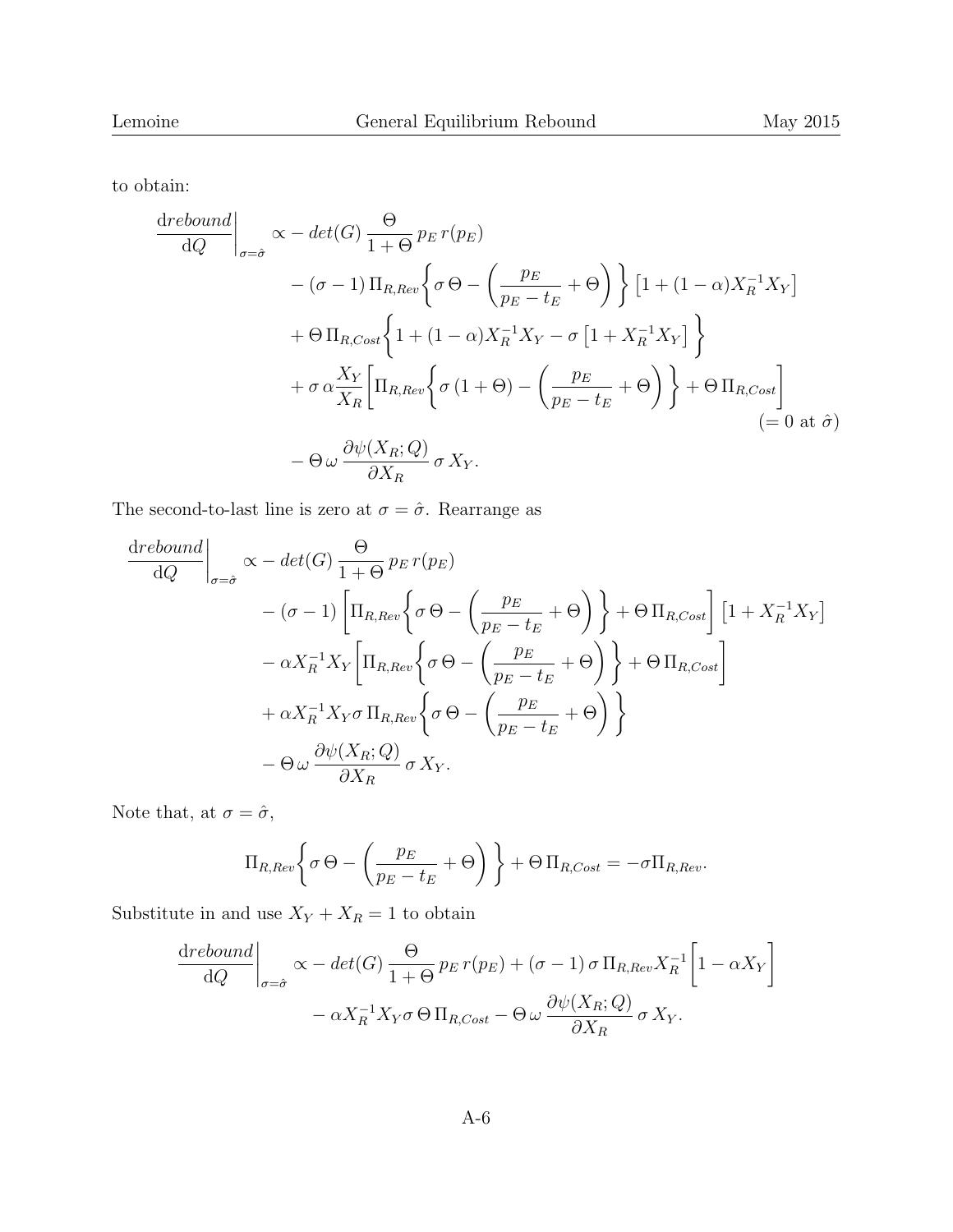to obtain:

$$
\begin{aligned}
\left.\frac{\mathrm{d}rebound}{\mathrm{d}Q}\right|_{\sigma=\hat{\sigma}} \propto & - det(G)\, \frac{\Theta}{1+\Theta}\, p_E\, r(p_E) \\
& - (\sigma-1)\, \Pi_{R,Rev} \bigg\{ \sigma\, \Theta - \left( \frac{p_E}{p_E - t_E} + \Theta \right) \bigg\} \left[ 1 + (1-\alpha) X_R^{-1} X_Y \right] \\
& + \Theta\, \Pi_{R,Cost} \bigg\{ 1 + (1-\alpha) X_R^{-1} X_Y - \sigma \left[ 1 + X_R^{-1} X_Y \right] \bigg\} \\
& + \sigma\, \alpha \frac{X_Y}{X_R} \bigg[ \Pi_{R,Rev} \bigg\{ \sigma\, (1+\Theta) - \left( \frac{p_E}{p_E - t_E} + \Theta \right) \bigg\} + \Theta\, \Pi_{R,Cost} \bigg] \\
& \hspace{28em} (= 0 \text{ at } \hat{\sigma}) \\
& - \Theta\, \omega\, \frac{\partial \psi(X_R; Q)}{\partial X_R}\, \sigma\, X_Y.
\end{aligned}
$$

The second-to-last line is zero at $\sigma = \hat{\sigma}$. Rearrange as

$$
\begin{aligned}
\left.\frac{\mathrm{d}rebound}{\mathrm{d}Q}\right|_{\sigma=\hat{\sigma}} \propto & - det(G)\, \frac{\Theta}{1+\Theta}\, p_E\, r(p_E) \\
& - (\sigma-1) \bigg[ \Pi_{R,Rev} \bigg\{ \sigma\, \Theta - \left( \frac{p_E}{p_E - t_E} + \Theta \right) \bigg\} + \Theta\, \Pi_{R,Cost} \bigg] \left[ 1 + X_R^{-1} X_Y \right] \\
& - \alpha X_R^{-1} X_Y \bigg[ \Pi_{R,Rev} \bigg\{ \sigma\, \Theta - \left( \frac{p_E}{p_E - t_E} + \Theta \right) \bigg\} + \Theta\, \Pi_{R,Cost} \bigg] \\
& + \alpha X_R^{-1} X_Y \sigma\, \Pi_{R,Rev} \bigg\{ \sigma\, \Theta - \left( \frac{p_E}{p_E - t_E} + \Theta \right) \bigg\} \\
& - \Theta\, \omega\, \frac{\partial \psi(X_R; Q)}{\partial X_R}\, \sigma\, X_Y.
\end{aligned}
$$

Note that, at $\sigma = \hat{\sigma}$,

$$
\Pi_{R,Rev} \bigg\{ \sigma\, \Theta - \left( \frac{p_E}{p_E - t_E} + \Theta \right) \bigg\} + \Theta\, \Pi_{R,Cost} = -\sigma \Pi_{R,Rev}.
$$

Substitute in and use $X_Y + X_R = 1$ to obtain

$$
\begin{aligned}
\left.\frac{\mathrm{d}rebound}{\mathrm{d}Q}\right|_{\sigma=\hat{\sigma}} \propto & - det(G)\, \frac{\Theta}{1+\Theta}\, p_E\, r(p_E) + (\sigma-1)\, \sigma\, \Pi_{R,Rev} X_R^{-1} \bigg[ 1 - \alpha X_Y \bigg] \\
& - \alpha X_R^{-1} X_Y \sigma\, \Theta\, \Pi_{R,Cost} - \Theta\, \omega\, \frac{\partial \psi(X_R; Q)}{\partial X_R}\, \sigma\, X_Y.
\end{aligned}
$$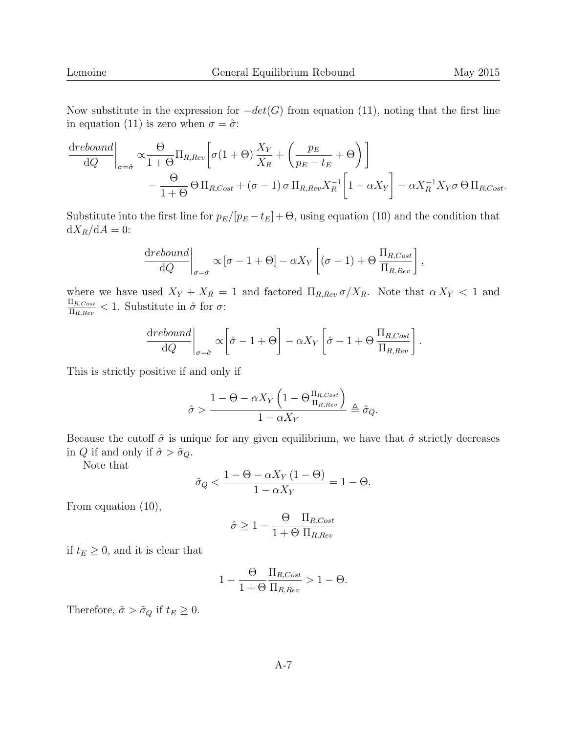Now substitute in the expression for $-det(G)$ from equation (11), noting that the first line in equation (11) is zero when $\sigma = \hat{\sigma}$:

$$\frac{\mathrm{d}rebound}{\mathrm{d}Q}\bigg|_{\sigma=\hat{\sigma}} \propto \frac{\Theta}{1+\Theta}\Pi_{R,Rev}\left[\sigma(1+\Theta)\,\frac{X_Y}{X_R} + \left(\frac{p_E}{p_E - t_E} + \Theta\right)\right] - \frac{\Theta}{1+\Theta}\,\Theta\,\Pi_{R,Cost} + (\sigma-1)\,\sigma\,\Pi_{R,Rev}X_R^{-1}\left[1 - \alpha X_Y\right] - \alpha X_R^{-1} X_Y \sigma\,\Theta\,\Pi_{R,Cost}.$$

Substitute into the first line for $p_E/[p_E - t_E] + \Theta$, using equation (10) and the condition that $\mathrm{d}X_R/\mathrm{d}A = 0$:

$$\frac{\mathrm{d}rebound}{\mathrm{d}Q}\bigg|_{\sigma=\hat{\sigma}} \propto [\sigma - 1 + \Theta] - \alpha X_Y\left[(\sigma - 1) + \Theta\,\frac{\Pi_{R,Cost}}{\Pi_{R,Rev}}\right],$$

where we have used $X_Y + X_R = 1$ and factored $\Pi_{R,Rev}\,\sigma/X_R$. Note that $\alpha\,X_Y < 1$ and $\frac{\Pi_{R,Cost}}{\Pi_{R,Rev}} < 1$. Substitute in $\hat{\sigma}$ for $\sigma$:

$$\frac{\mathrm{d}rebound}{\mathrm{d}Q}\bigg|_{\sigma=\hat{\sigma}} \propto \left[\hat{\sigma} - 1 + \Theta\right] - \alpha X_Y\left[\hat{\sigma} - 1 + \Theta\,\frac{\Pi_{R,Cost}}{\Pi_{R,Rev}}\right].$$

This is strictly positive if and only if

$$\hat{\sigma} > \frac{1 - \Theta - \alpha X_Y\left(1 - \Theta\frac{\Pi_{R,Cost}}{\Pi_{R,Rev}}\right)}{1 - \alpha X_Y} \triangleq \tilde{\sigma}_Q.$$

Because the cutoff $\hat{\sigma}$ is unique for any given equilibrium, we have that $\hat{\sigma}$ strictly decreases in $Q$ if and only if $\hat{\sigma} > \tilde{\sigma}_Q$.

Note that

$$\tilde{\sigma}_Q < \frac{1 - \Theta - \alpha X_Y\,(1-\Theta)}{1 - \alpha X_Y} = 1 - \Theta.$$

From equation (10),

$$\hat{\sigma} \geq 1 - \frac{\Theta}{1+\Theta}\frac{\Pi_{R,Cost}}{\Pi_{R,Rev}}$$

if $t_E \geq 0$, and it is clear that

$$1 - \frac{\Theta}{1+\Theta}\frac{\Pi_{R,Cost}}{\Pi_{R,Rev}} > 1 - \Theta.$$

Therefore, $\hat{\sigma} > \tilde{\sigma}_Q$ if $t_E \geq 0$.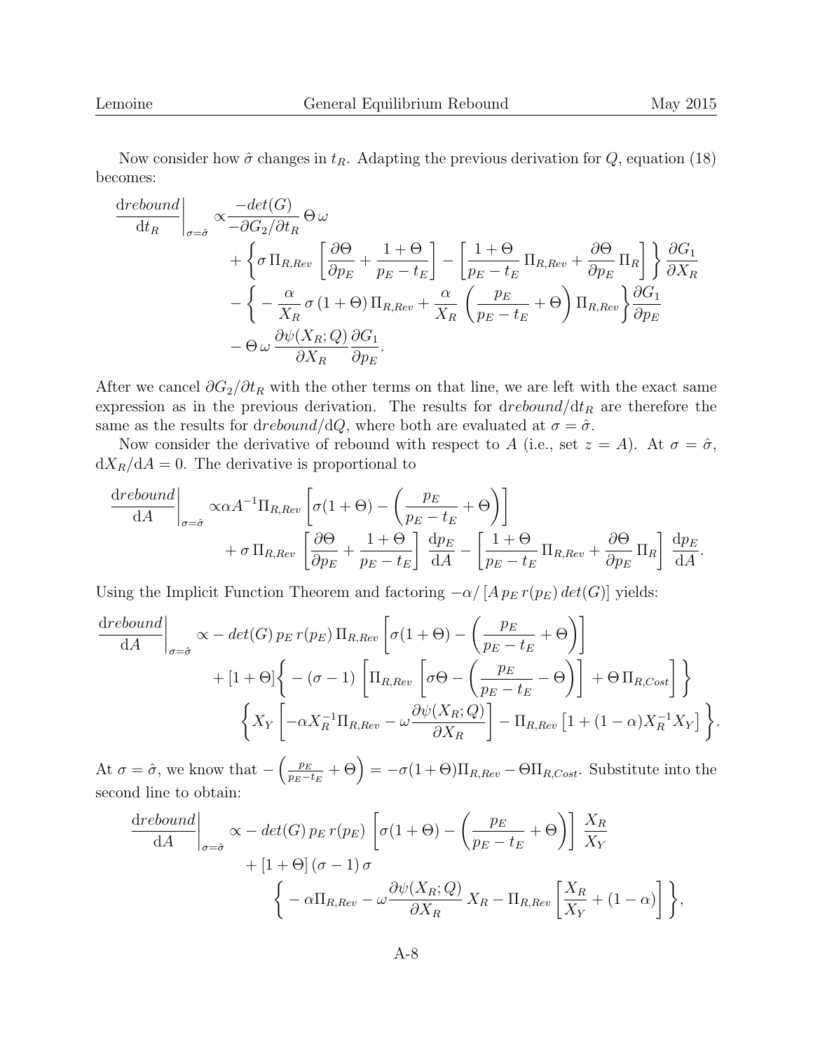Now consider how $\hat{\sigma}$ changes in $t_R$. Adapting the previous derivation for $Q$, equation (18) becomes:

$$
\begin{aligned}
\left.\frac{\mathrm{d}rebound}{\mathrm{d}t_R}\right|_{\sigma=\hat{\sigma}} \propto & \frac{-det(G)}{-\partial G_2/\partial t_R}\,\Theta\,\omega \\
& + \left\{ \sigma\,\Pi_{R,Rev}\,\left[\frac{\partial \Theta}{\partial p_E} + \frac{1+\Theta}{p_E - t_E}\right] - \left[\frac{1+\Theta}{p_E - t_E}\,\Pi_{R,Rev} + \frac{\partial \Theta}{\partial p_E}\,\Pi_R\right]\right\} \frac{\partial G_1}{\partial X_R} \\
& - \left\{ -\frac{\alpha}{X_R}\,\sigma\,(1+\Theta)\,\Pi_{R,Rev} + \frac{\alpha}{X_R}\,\left(\frac{p_E}{p_E - t_E} + \Theta\right)\Pi_{R,Rev}\right\} \frac{\partial G_1}{\partial p_E} \\
& - \Theta\,\omega\,\frac{\partial \psi(X_R;Q)}{\partial X_R}\,\frac{\partial G_1}{\partial p_E}.
\end{aligned}
$$

After we cancel $\partial G_2/\partial t_R$ with the other terms on that line, we are left with the exact same expression as in the previous derivation. The results for $\mathrm{d}rebound/\mathrm{d}t_R$ are therefore the same as the results for $\mathrm{d}rebound/\mathrm{d}Q$, where both are evaluated at $\sigma = \hat{\sigma}$.

Now consider the derivative of rebound with respect to $A$ (i.e., set $z = A$). At $\sigma = \hat{\sigma}$, $\mathrm{d}X_R/\mathrm{d}A = 0$. The derivative is proportional to

$$
\begin{aligned}
\left.\frac{\mathrm{d}rebound}{\mathrm{d}A}\right|_{\sigma=\hat{\sigma}} \propto & \alpha A^{-1}\Pi_{R,Rev}\left[\sigma(1+\Theta) - \left(\frac{p_E}{p_E - t_E} + \Theta\right)\right] \\
& + \sigma\,\Pi_{R,Rev}\,\left[\frac{\partial \Theta}{\partial p_E} + \frac{1+\Theta}{p_E - t_E}\right]\,\frac{\mathrm{d}p_E}{\mathrm{d}A} - \left[\frac{1+\Theta}{p_E - t_E}\,\Pi_{R,Rev} + \frac{\partial \Theta}{\partial p_E}\,\Pi_R\right]\,\frac{\mathrm{d}p_E}{\mathrm{d}A}.
\end{aligned}
$$

Using the Implicit Function Theorem and factoring $-\alpha/\left[A\,p_E\,r(p_E)\,det(G)\right]$ yields:

$$
\begin{aligned}
\left.\frac{\mathrm{d}rebound}{\mathrm{d}A}\right|_{\sigma=\hat{\sigma}} \propto & -det(G)\,p_E\,r(p_E)\,\Pi_{R,Rev}\left[\sigma(1+\Theta) - \left(\frac{p_E}{p_E - t_E} + \Theta\right)\right] \\
& + [1+\Theta]\left\{ -(\sigma-1)\,\left[\Pi_{R,Rev}\,\left[\sigma\Theta - \left(\frac{p_E}{p_E - t_E} - \Theta\right)\right] + \Theta\,\Pi_{R,Cost}\right]\right\} \\
& \left\{ X_Y\left[-\alpha X_R^{-1}\Pi_{R,Rev} - \omega\frac{\partial \psi(X_R;Q)}{\partial X_R}\right] - \Pi_{R,Rev}\left[1 + (1-\alpha)X_R^{-1}X_Y\right]\right\}.
\end{aligned}
$$

At $\sigma = \hat{\sigma}$, we know that $-\left(\frac{p_E}{p_E - t_E} + \Theta\right) = -\sigma(1+\Theta)\Pi_{R,Rev} - \Theta\Pi_{R,Cost}$. Substitute into the second line to obtain:

$$
\begin{aligned}
\left.\frac{\mathrm{d}rebound}{\mathrm{d}A}\right|_{\sigma=\hat{\sigma}} \propto & -det(G)\,p_E\,r(p_E)\,\left[\sigma(1+\Theta) - \left(\frac{p_E}{p_E - t_E} + \Theta\right)\right]\,\frac{X_R}{X_Y} \\
& + [1+\Theta]\,(\sigma-1)\,\sigma \\
& \left\{ -\alpha\Pi_{R,Rev} - \omega\frac{\partial \psi(X_R;Q)}{\partial X_R}\,X_R - \Pi_{R,Rev}\left[\frac{X_R}{X_Y} + (1-\alpha)\right]\right\},
\end{aligned}
$$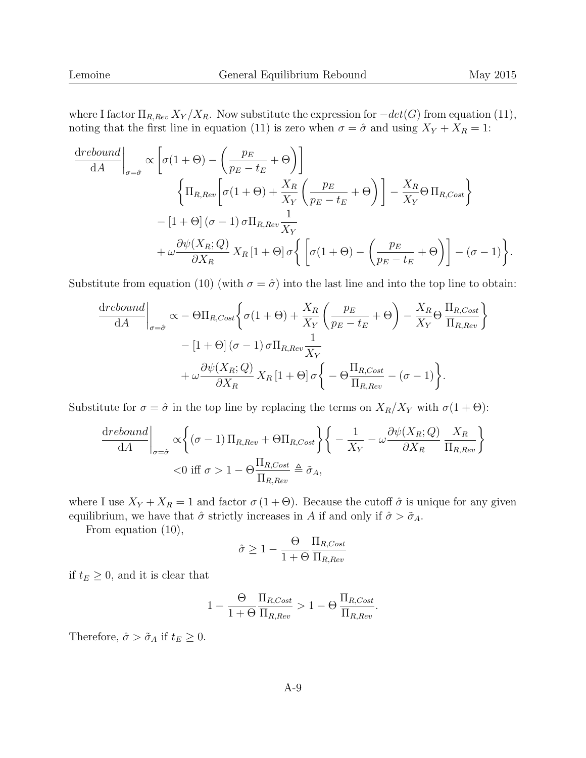where I factor $\Pi_{R,Rev}\, X_Y/X_R$. Now substitute the expression for $-det(G)$ from equation (11), noting that the first line in equation (11) is zero when $\sigma = \hat{\sigma}$ and using $X_Y + X_R = 1$:

$$
\begin{aligned}
\left.\frac{\mathrm{d}rebound}{\mathrm{d}A}\right|_{\sigma=\hat{\sigma}} \propto & \left[\sigma(1+\Theta) - \left(\frac{p_E}{p_E - t_E} + \Theta\right)\right] \\
& \left\{\Pi_{R,Rev}\left[\sigma(1+\Theta) + \frac{X_R}{X_Y}\left(\frac{p_E}{p_E - t_E} + \Theta\right)\right] - \frac{X_R}{X_Y}\Theta\, \Pi_{R,Cost}\right\} \\
& - [1+\Theta]\,(\sigma - 1)\,\sigma \Pi_{R,Rev}\frac{1}{X_Y} \\
& + \omega \frac{\partial \psi(X_R;Q)}{\partial X_R}\, X_R\, [1+\Theta]\, \sigma \left\{\left[\sigma(1+\Theta) - \left(\frac{p_E}{p_E - t_E} + \Theta\right)\right] - (\sigma - 1)\right\}.
\end{aligned}
$$

Substitute from equation (10) (with $\sigma = \hat{\sigma}$) into the last line and into the top line to obtain:

$$
\begin{aligned}
\left.\frac{\mathrm{d}rebound}{\mathrm{d}A}\right|_{\sigma=\hat{\sigma}} \propto & -\Theta \Pi_{R,Cost}\left\{\sigma(1+\Theta) + \frac{X_R}{X_Y}\left(\frac{p_E}{p_E - t_E} + \Theta\right) - \frac{X_R}{X_Y}\Theta\, \frac{\Pi_{R,Cost}}{\Pi_{R,Rev}}\right\} \\
& - [1+\Theta]\,(\sigma - 1)\,\sigma \Pi_{R,Rev}\frac{1}{X_Y} \\
& + \omega \frac{\partial \psi(X_R;Q)}{\partial X_R}\, X_R\, [1+\Theta]\, \sigma \left\{-\Theta \frac{\Pi_{R,Cost}}{\Pi_{R,Rev}} - (\sigma - 1)\right\}.
\end{aligned}
$$

Substitute for $\sigma = \hat{\sigma}$ in the top line by replacing the terms on $X_R/X_Y$ with $\sigma(1+\Theta)$:

$$
\begin{aligned}
\left.\frac{\mathrm{d}rebound}{\mathrm{d}A}\right|_{\sigma=\hat{\sigma}} & \propto \left\{(\sigma - 1)\,\Pi_{R,Rev} + \Theta \Pi_{R,Cost}\right\}\left\{-\frac{1}{X_Y} - \omega \frac{\partial \psi(X_R;Q)}{\partial X_R}\, \frac{X_R}{\Pi_{R,Rev}}\right\} \\
& < 0 \text{ iff } \sigma > 1 - \Theta \frac{\Pi_{R,Cost}}{\Pi_{R,Rev}} \triangleq \tilde{\sigma}_A,
\end{aligned}
$$

where I use $X_Y + X_R = 1$ and factor $\sigma\,(1+\Theta)$. Because the cutoff $\hat{\sigma}$ is unique for any given equilibrium, we have that $\hat{\sigma}$ strictly increases in $A$ if and only if $\hat{\sigma} > \tilde{\sigma}_A$.

From equation (10),

$$
\hat{\sigma} \geq 1 - \frac{\Theta}{1+\Theta}\frac{\Pi_{R,Cost}}{\Pi_{R,Rev}}
$$

if $t_E \geq 0$, and it is clear that

$$
1 - \frac{\Theta}{1+\Theta}\frac{\Pi_{R,Cost}}{\Pi_{R,Rev}} > 1 - \Theta \frac{\Pi_{R,Cost}}{\Pi_{R,Rev}}.
$$

Therefore, $\hat{\sigma} > \tilde{\sigma}_A$ if $t_E \geq 0$.